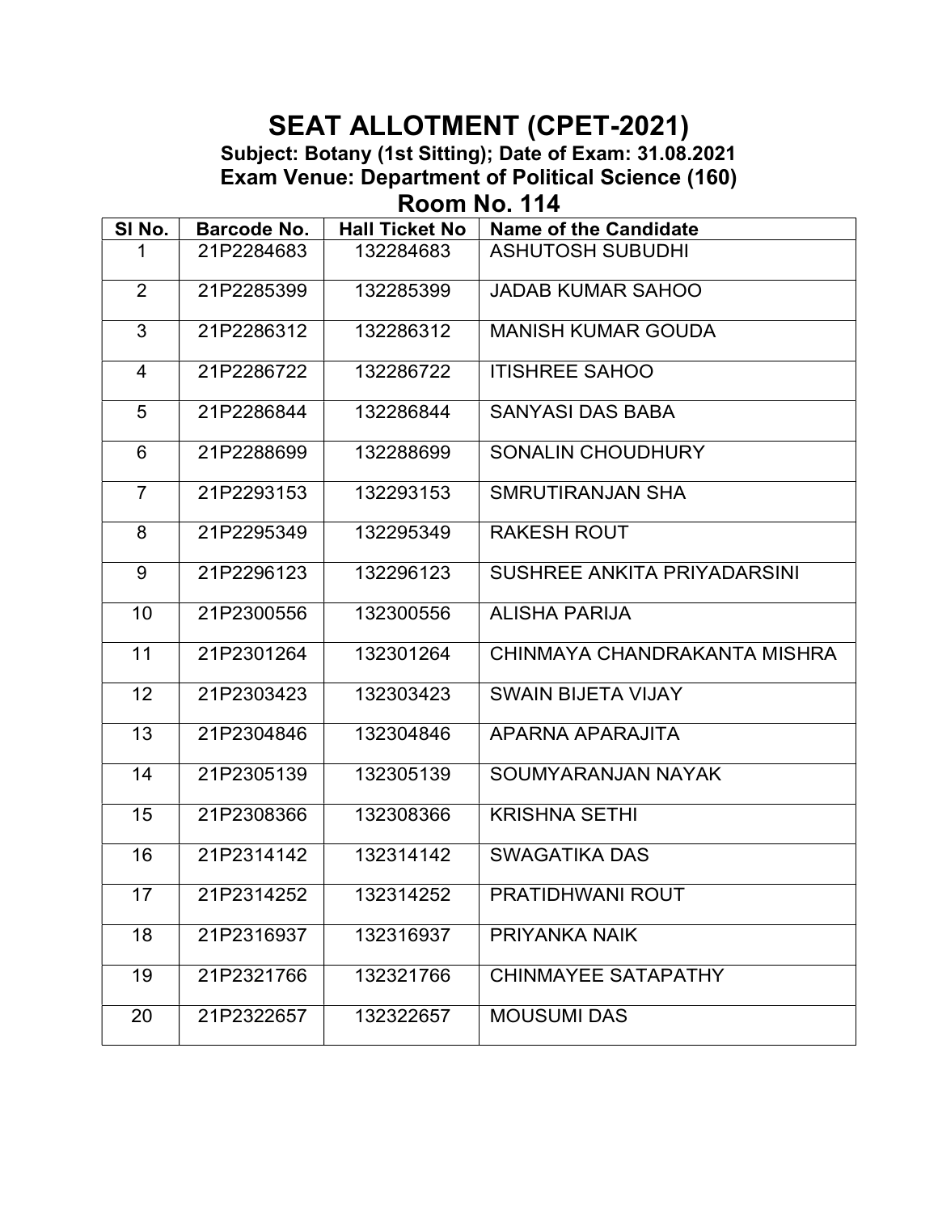# SEAT ALLOTMENT (CPET-2021)

**Subject: Botany (1st Sitting); Date of Exam: 31.08.2021**

**Exam Venue: Department of Political Science (160)**

## Room No. 114

| Sl No. | Barcode No. | Hall Ticket No | Name of the Candidate |
|---|---|---|---|
| 1 | 21P2284683 | 132284683 | ASHUTOSH SUBUDHI |
| 2 | 21P2285399 | 132285399 | JADAB KUMAR SAHOO |
| 3 | 21P2286312 | 132286312 | MANISH KUMAR GOUDA |
| 4 | 21P2286722 | 132286722 | ITISHREE SAHOO |
| 5 | 21P2286844 | 132286844 | SANYASI DAS BABA |
| 6 | 21P2288699 | 132288699 | SONALIN CHOUDHURY |
| 7 | 21P2293153 | 132293153 | SMRUTIRANJAN SHA |
| 8 | 21P2295349 | 132295349 | RAKESH ROUT |
| 9 | 21P2296123 | 132296123 | SUSHREE ANKITA PRIYADARSINI |
| 10 | 21P2300556 | 132300556 | ALISHA PARIJA |
| 11 | 21P2301264 | 132301264 | CHINMAYA CHANDRAKANTA MISHRA |
| 12 | 21P2303423 | 132303423 | SWAIN BIJETA VIJAY |
| 13 | 21P2304846 | 132304846 | APARNA APARAJITA |
| 14 | 21P2305139 | 132305139 | SOUMYARANJAN NAYAK |
| 15 | 21P2308366 | 132308366 | KRISHNA SETHI |
| 16 | 21P2314142 | 132314142 | SWAGATIKA DAS |
| 17 | 21P2314252 | 132314252 | PRATIDHWANI ROUT |
| 18 | 21P2316937 | 132316937 | PRIYANKA NAIK |
| 19 | 21P2321766 | 132321766 | CHINMAYEE SATAPATHY |
| 20 | 21P2322657 | 132322657 | MOUSUMI DAS |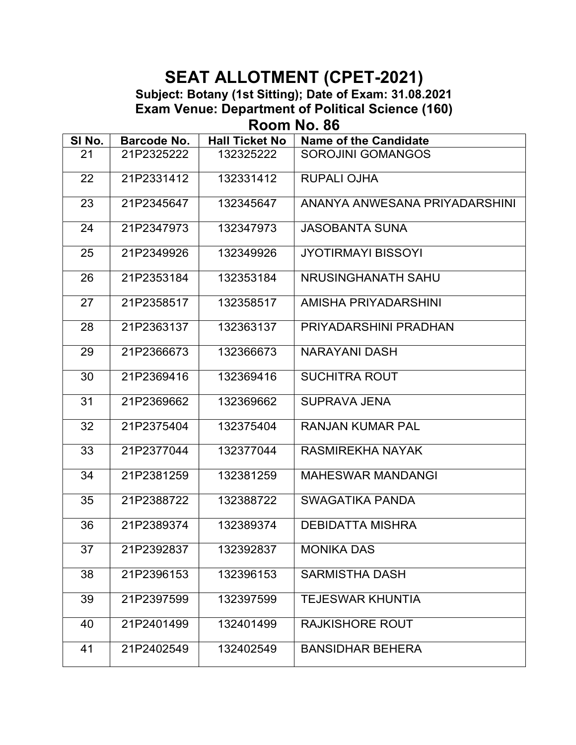# SEAT ALLOTMENT (CPET-2021)

**Subject: Botany (1st Sitting); Date of Exam: 31.08.2021**

**Exam Venue: Department of Political Science (160)**

## Room No. 86

| Sl No. | Barcode No. | Hall Ticket No | Name of the Candidate |
|---|---|---|---|
| 21 | 21P2325222 | 132325222 | SOROJINI GOMANGOS |
| 22 | 21P2331412 | 132331412 | RUPALI OJHA |
| 23 | 21P2345647 | 132345647 | ANANYA ANWESANA PRIYADARSHINI |
| 24 | 21P2347973 | 132347973 | JASOBANTA SUNA |
| 25 | 21P2349926 | 132349926 | JYOTIRMAYI BISSOYI |
| 26 | 21P2353184 | 132353184 | NRUSINGHANATH SAHU |
| 27 | 21P2358517 | 132358517 | AMISHA PRIYADARSHINI |
| 28 | 21P2363137 | 132363137 | PRIYADARSHINI PRADHAN |
| 29 | 21P2366673 | 132366673 | NARAYANI DASH |
| 30 | 21P2369416 | 132369416 | SUCHITRA ROUT |
| 31 | 21P2369662 | 132369662 | SUPRAVA JENA |
| 32 | 21P2375404 | 132375404 | RANJAN KUMAR PAL |
| 33 | 21P2377044 | 132377044 | RASMIREKHA NAYAK |
| 34 | 21P2381259 | 132381259 | MAHESWAR MANDANGI |
| 35 | 21P2388722 | 132388722 | SWAGATIKA PANDA |
| 36 | 21P2389374 | 132389374 | DEBIDATTA MISHRA |
| 37 | 21P2392837 | 132392837 | MONIKA DAS |
| 38 | 21P2396153 | 132396153 | SARMISTHA DASH |
| 39 | 21P2397599 | 132397599 | TEJESWAR KHUNTIA |
| 40 | 21P2401499 | 132401499 | RAJKISHORE ROUT |
| 41 | 21P2402549 | 132402549 | BANSIDHAR BEHERA |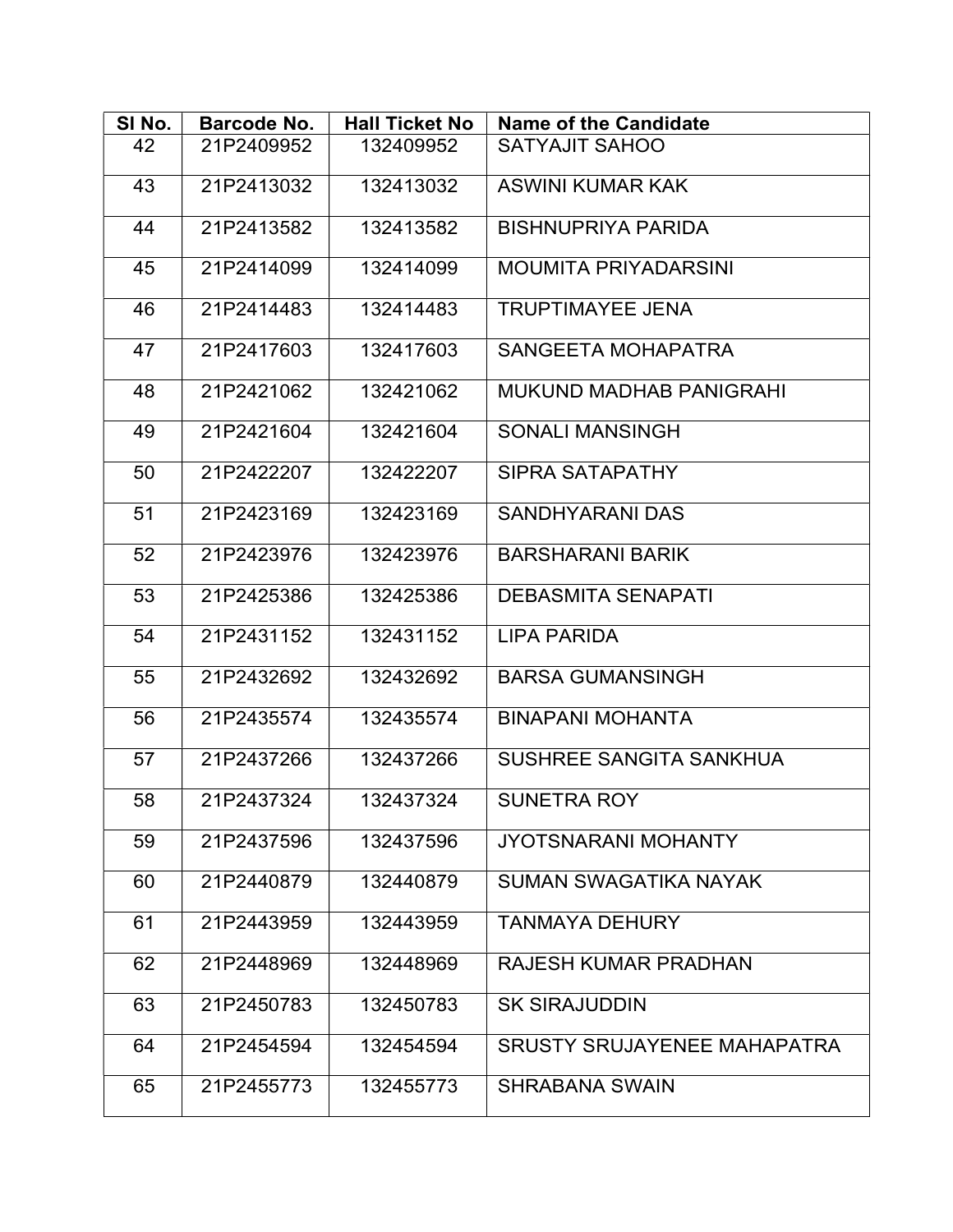| Sl No. | Barcode No. | Hall Ticket No | Name of the Candidate |
|---|---|---|---|
| 42 | 21P2409952 | 132409952 | SATYAJIT SAHOO |
| 43 | 21P2413032 | 132413032 | ASWINI KUMAR KAK |
| 44 | 21P2413582 | 132413582 | BISHNUPRIYA PARIDA |
| 45 | 21P2414099 | 132414099 | MOUMITA PRIYADARSINI |
| 46 | 21P2414483 | 132414483 | TRUPTIMAYEE JENA |
| 47 | 21P2417603 | 132417603 | SANGEETA MOHAPATRA |
| 48 | 21P2421062 | 132421062 | MUKUND MADHAB PANIGRAHI |
| 49 | 21P2421604 | 132421604 | SONALI MANSINGH |
| 50 | 21P2422207 | 132422207 | SIPRA SATAPATHY |
| 51 | 21P2423169 | 132423169 | SANDHYARANI DAS |
| 52 | 21P2423976 | 132423976 | BARSHARANI BARIK |
| 53 | 21P2425386 | 132425386 | DEBASMITA SENAPATI |
| 54 | 21P2431152 | 132431152 | LIPA PARIDA |
| 55 | 21P2432692 | 132432692 | BARSA GUMANSINGH |
| 56 | 21P2435574 | 132435574 | BINAPANI MOHANTA |
| 57 | 21P2437266 | 132437266 | SUSHREE SANGITA SANKHUA |
| 58 | 21P2437324 | 132437324 | SUNETRA ROY |
| 59 | 21P2437596 | 132437596 | JYOTSNARANI MOHANTY |
| 60 | 21P2440879 | 132440879 | SUMAN SWAGATIKA NAYAK |
| 61 | 21P2443959 | 132443959 | TANMAYA DEHURY |
| 62 | 21P2448969 | 132448969 | RAJESH KUMAR PRADHAN |
| 63 | 21P2450783 | 132450783 | SK SIRAJUDDIN |
| 64 | 21P2454594 | 132454594 | SRUSTY SRUJAYENEE MAHAPATRA |
| 65 | 21P2455773 | 132455773 | SHRABANA SWAIN |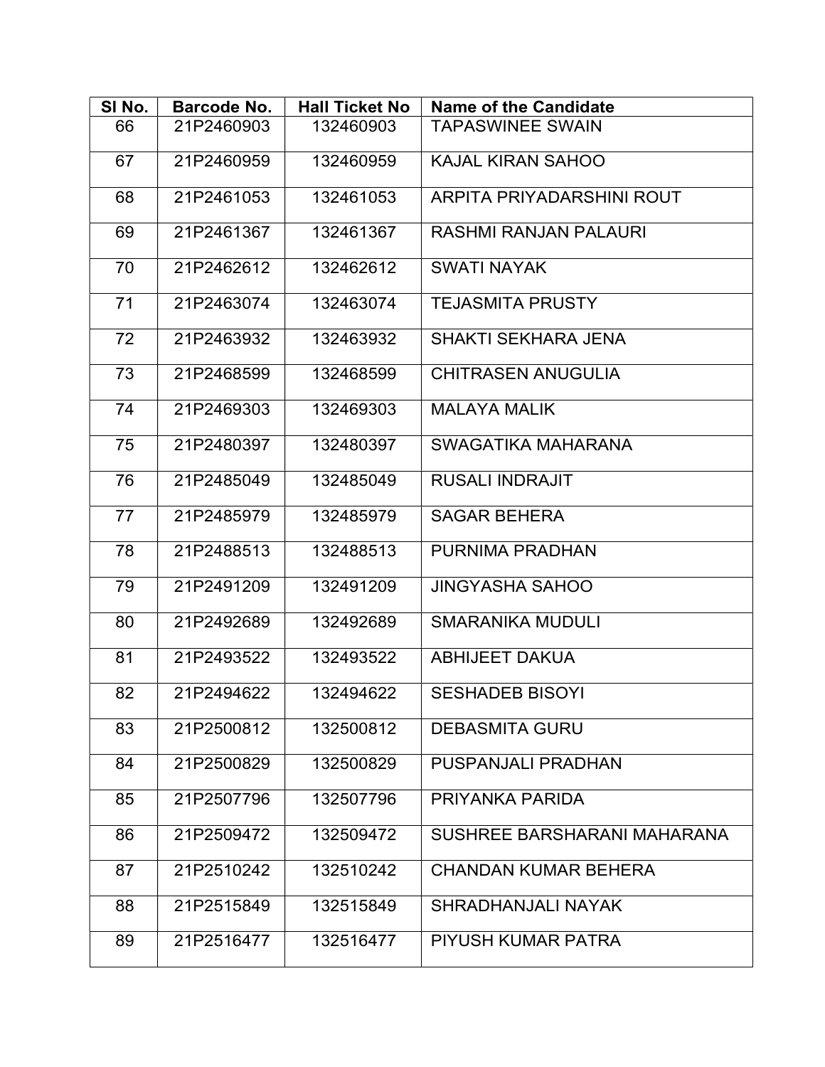| Sl No. | Barcode No. | Hall Ticket No | Name of the Candidate |
|---|---|---|---|
| 66 | 21P2460903 | 132460903 | TAPASWINEE SWAIN |
| 67 | 21P2460959 | 132460959 | KAJAL KIRAN SAHOO |
| 68 | 21P2461053 | 132461053 | ARPITA PRIYADARSHINI ROUT |
| 69 | 21P2461367 | 132461367 | RASHMI RANJAN PALAURI |
| 70 | 21P2462612 | 132462612 | SWATI NAYAK |
| 71 | 21P2463074 | 132463074 | TEJASMITA PRUSTY |
| 72 | 21P2463932 | 132463932 | SHAKTI SEKHARA JENA |
| 73 | 21P2468599 | 132468599 | CHITRASEN ANUGULIA |
| 74 | 21P2469303 | 132469303 | MALAYA MALIK |
| 75 | 21P2480397 | 132480397 | SWAGATIKA MAHARANA |
| 76 | 21P2485049 | 132485049 | RUSALI INDRAJIT |
| 77 | 21P2485979 | 132485979 | SAGAR BEHERA |
| 78 | 21P2488513 | 132488513 | PURNIMA PRADHAN |
| 79 | 21P2491209 | 132491209 | JINGYASHA SAHOO |
| 80 | 21P2492689 | 132492689 | SMARANIKA MUDULI |
| 81 | 21P2493522 | 132493522 | ABHIJEET DAKUA |
| 82 | 21P2494622 | 132494622 | SESHADEB BISOYI |
| 83 | 21P2500812 | 132500812 | DEBASMITA GURU |
| 84 | 21P2500829 | 132500829 | PUSPANJALI PRADHAN |
| 85 | 21P2507796 | 132507796 | PRIYANKA PARIDA |
| 86 | 21P2509472 | 132509472 | SUSHREE BARSHARANI MAHARANA |
| 87 | 21P2510242 | 132510242 | CHANDAN KUMAR BEHERA |
| 88 | 21P2515849 | 132515849 | SHRADHANJALI NAYAK |
| 89 | 21P2516477 | 132516477 | PIYUSH KUMAR PATRA |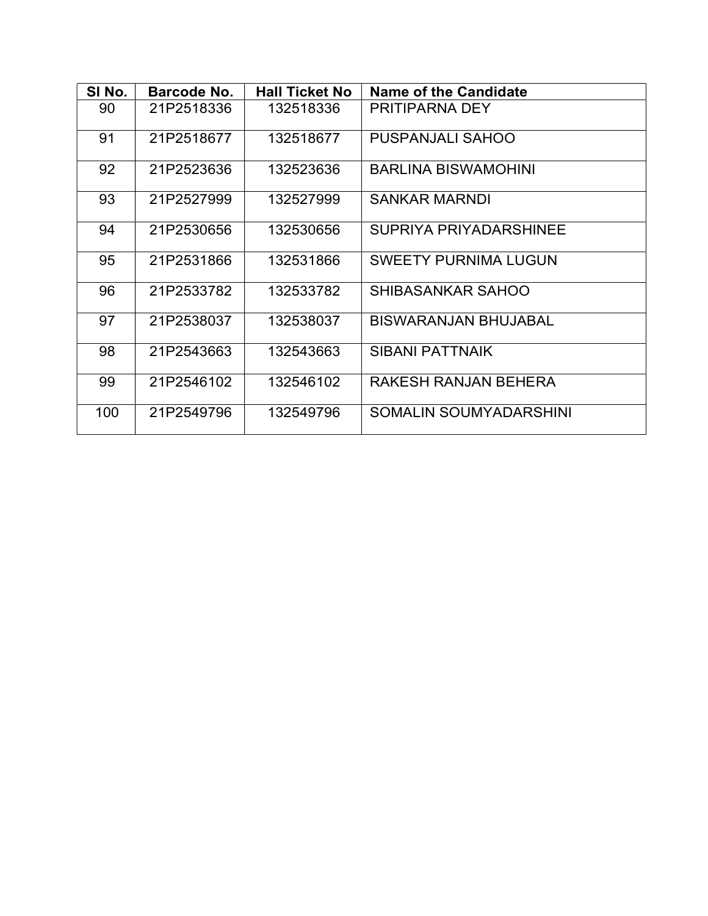| Sl No. | Barcode No. | Hall Ticket No | Name of the Candidate |
|---|---|---|---|
| 90 | 21P2518336 | 132518336 | PRITIPARNA DEY |
| 91 | 21P2518677 | 132518677 | PUSPANJALI SAHOO |
| 92 | 21P2523636 | 132523636 | BARLINA BISWAMOHINI |
| 93 | 21P2527999 | 132527999 | SANKAR MARNDI |
| 94 | 21P2530656 | 132530656 | SUPRIYA PRIYADARSHINEE |
| 95 | 21P2531866 | 132531866 | SWEETY PURNIMA LUGUN |
| 96 | 21P2533782 | 132533782 | SHIBASANKAR SAHOO |
| 97 | 21P2538037 | 132538037 | BISWARANJAN BHUJABAL |
| 98 | 21P2543663 | 132543663 | SIBANI PATTNAIK |
| 99 | 21P2546102 | 132546102 | RAKESH RANJAN BEHERA |
| 100 | 21P2549796 | 132549796 | SOMALIN SOUMYADARSHINI |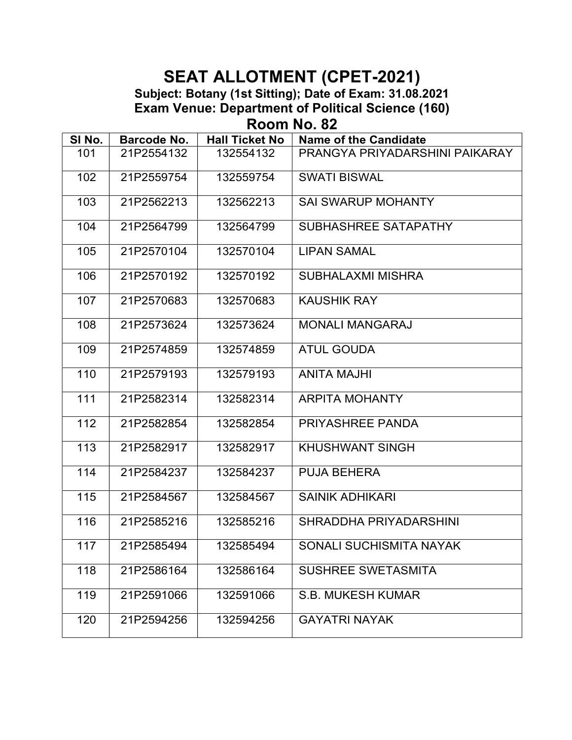# SEAT ALLOTMENT (CPET-2021)

**Subject: Botany (1st Sitting); Date of Exam: 31.08.2021**

**Exam Venue: Department of Political Science (160)**

## Room No. 82

| Sl No. | Barcode No. | Hall Ticket No | Name of the Candidate |
|---|---|---|---|
| 101 | 21P2554132 | 132554132 | PRANGYA PRIYADARSHINI PAIKARAY |
| 102 | 21P2559754 | 132559754 | SWATI BISWAL |
| 103 | 21P2562213 | 132562213 | SAI SWARUP MOHANTY |
| 104 | 21P2564799 | 132564799 | SUBHASHREE SATAPATHY |
| 105 | 21P2570104 | 132570104 | LIPAN SAMAL |
| 106 | 21P2570192 | 132570192 | SUBHALAXMI MISHRA |
| 107 | 21P2570683 | 132570683 | KAUSHIK RAY |
| 108 | 21P2573624 | 132573624 | MONALI MANGARAJ |
| 109 | 21P2574859 | 132574859 | ATUL GOUDA |
| 110 | 21P2579193 | 132579193 | ANITA MAJHI |
| 111 | 21P2582314 | 132582314 | ARPITA MOHANTY |
| 112 | 21P2582854 | 132582854 | PRIYASHREE PANDA |
| 113 | 21P2582917 | 132582917 | KHUSHWANT SINGH |
| 114 | 21P2584237 | 132584237 | PUJA BEHERA |
| 115 | 21P2584567 | 132584567 | SAINIK ADHIKARI |
| 116 | 21P2585216 | 132585216 | SHRADDHA PRIYADARSHINI |
| 117 | 21P2585494 | 132585494 | SONALI SUCHISMITA NAYAK |
| 118 | 21P2586164 | 132586164 | SUSHREE SWETASMITA |
| 119 | 21P2591066 | 132591066 | S.B. MUKESH KUMAR |
| 120 | 21P2594256 | 132594256 | GAYATRI NAYAK |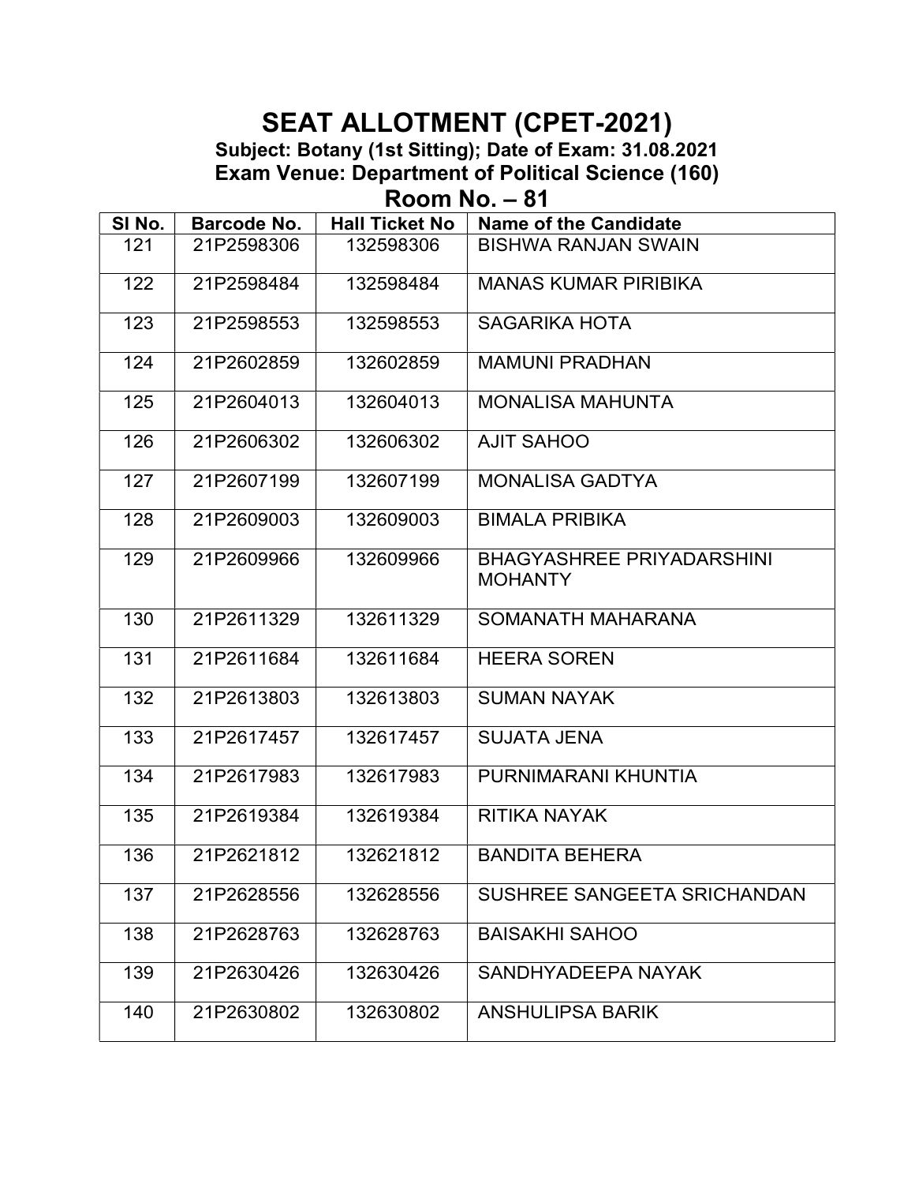# SEAT ALLOTMENT (CPET-2021)

**Subject: Botany (1st Sitting); Date of Exam: 31.08.2021**

**Exam Venue: Department of Political Science (160)**

## Room No. – 81

| Sl No. | Barcode No. | Hall Ticket No | Name of the Candidate |
|---|---|---|---|
| 121 | 21P2598306 | 132598306 | BISHWA RANJAN SWAIN |
| 122 | 21P2598484 | 132598484 | MANAS KUMAR PIRIBIKA |
| 123 | 21P2598553 | 132598553 | SAGARIKA HOTA |
| 124 | 21P2602859 | 132602859 | MAMUNI PRADHAN |
| 125 | 21P2604013 | 132604013 | MONALISA MAHUNTA |
| 126 | 21P2606302 | 132606302 | AJIT SAHOO |
| 127 | 21P2607199 | 132607199 | MONALISA GADTYA |
| 128 | 21P2609003 | 132609003 | BIMALA PRIBIKA |
| 129 | 21P2609966 | 132609966 | BHAGYASHREE PRIYADARSHINI MOHANTY |
| 130 | 21P2611329 | 132611329 | SOMANATH MAHARANA |
| 131 | 21P2611684 | 132611684 | HEERA SOREN |
| 132 | 21P2613803 | 132613803 | SUMAN NAYAK |
| 133 | 21P2617457 | 132617457 | SUJATA JENA |
| 134 | 21P2617983 | 132617983 | PURNIMARANI KHUNTIA |
| 135 | 21P2619384 | 132619384 | RITIKA NAYAK |
| 136 | 21P2621812 | 132621812 | BANDITA BEHERA |
| 137 | 21P2628556 | 132628556 | SUSHREE SANGEETA SRICHANDAN |
| 138 | 21P2628763 | 132628763 | BAISAKHI SAHOO |
| 139 | 21P2630426 | 132630426 | SANDHYADEEPA NAYAK |
| 140 | 21P2630802 | 132630802 | ANSHULIPSA BARIK |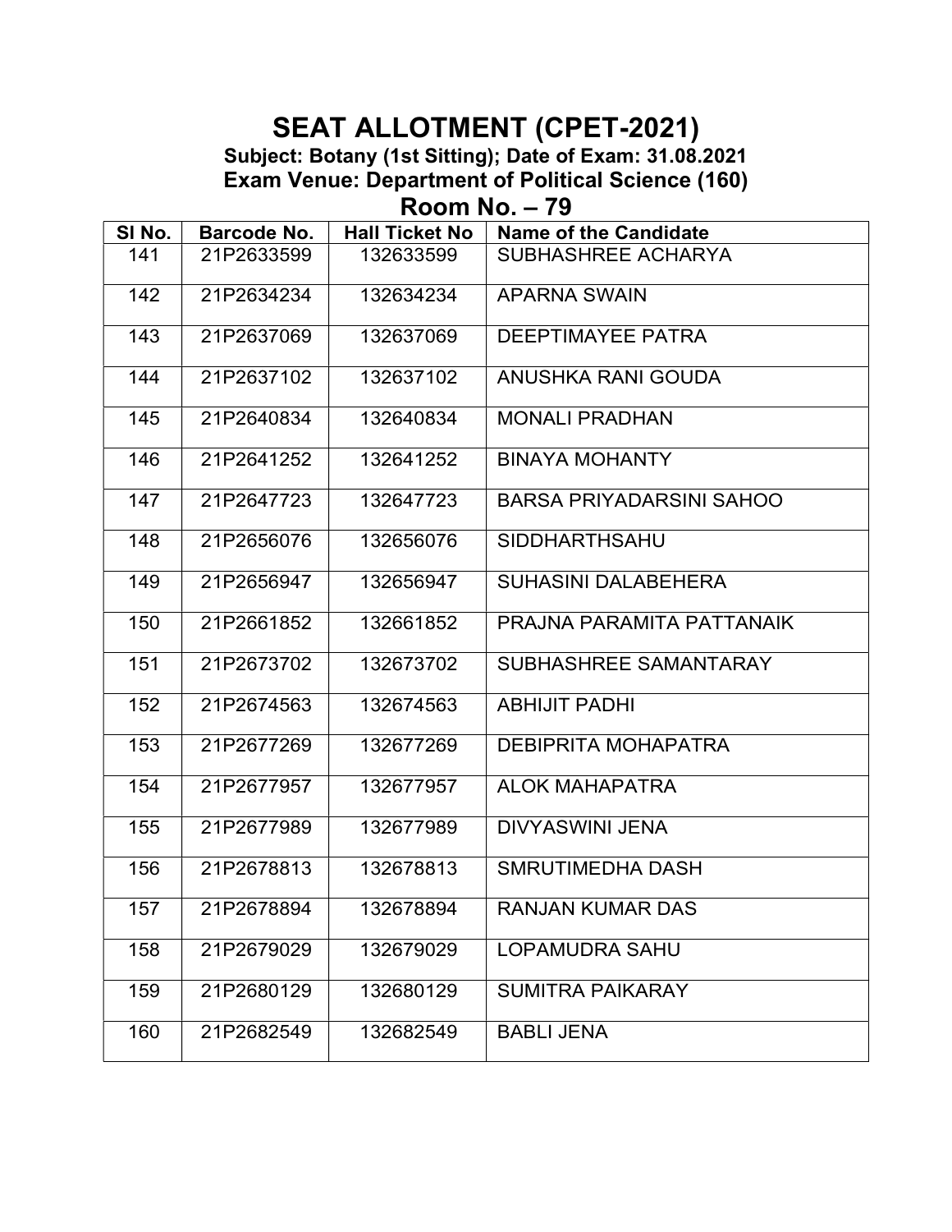# SEAT ALLOTMENT (CPET-2021)

**Subject: Botany (1st Sitting); Date of Exam: 31.08.2021**

**Exam Venue: Department of Political Science (160)**

## Room No. – 79

| Sl No. | Barcode No. | Hall Ticket No | Name of the Candidate |
|---|---|---|---|
| 141 | 21P2633599 | 132633599 | SUBHASHREE ACHARYA |
| 142 | 21P2634234 | 132634234 | APARNA SWAIN |
| 143 | 21P2637069 | 132637069 | DEEPTIMAYEE PATRA |
| 144 | 21P2637102 | 132637102 | ANUSHKA RANI GOUDA |
| 145 | 21P2640834 | 132640834 | MONALI PRADHAN |
| 146 | 21P2641252 | 132641252 | BINAYA MOHANTY |
| 147 | 21P2647723 | 132647723 | BARSA PRIYADARSINI SAHOO |
| 148 | 21P2656076 | 132656076 | SIDDHARTHSAHU |
| 149 | 21P2656947 | 132656947 | SUHASINI DALABEHERA |
| 150 | 21P2661852 | 132661852 | PRAJNA PARAMITA PATTANAIK |
| 151 | 21P2673702 | 132673702 | SUBHASHREE SAMANTARAY |
| 152 | 21P2674563 | 132674563 | ABHIJIT PADHI |
| 153 | 21P2677269 | 132677269 | DEBIPRITA MOHAPATRA |
| 154 | 21P2677957 | 132677957 | ALOK MAHAPATRA |
| 155 | 21P2677989 | 132677989 | DIVYASWINI JENA |
| 156 | 21P2678813 | 132678813 | SMRUTIMEDHA DASH |
| 157 | 21P2678894 | 132678894 | RANJAN KUMAR DAS |
| 158 | 21P2679029 | 132679029 | LOPAMUDRA SAHU |
| 159 | 21P2680129 | 132680129 | SUMITRA PAIKARAY |
| 160 | 21P2682549 | 132682549 | BABLI JENA |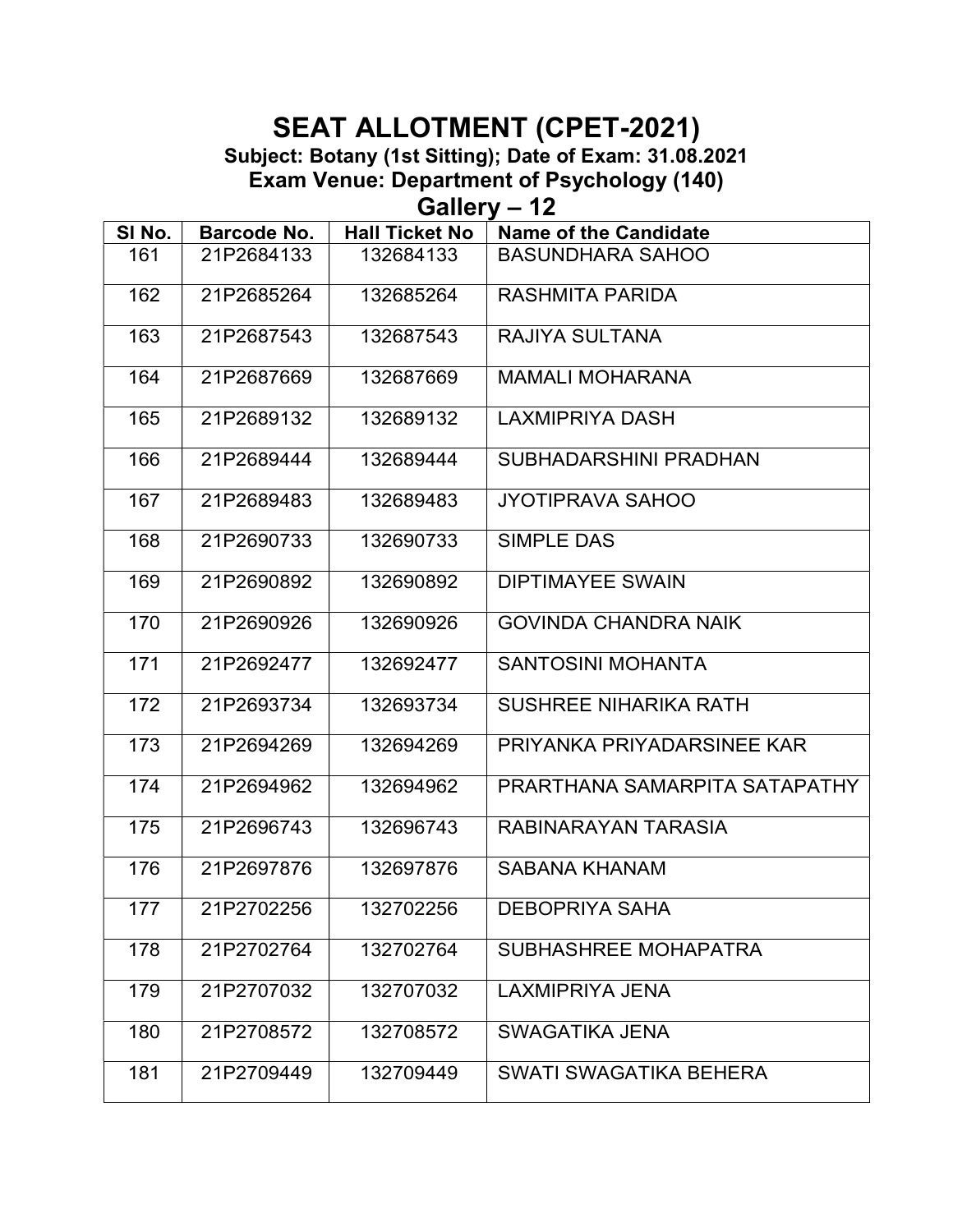# SEAT ALLOTMENT (CPET-2021)

**Subject: Botany (1st Sitting); Date of Exam: 31.08.2021**

**Exam Venue: Department of Psychology (140)**

## Gallery – 12

| Sl No. | Barcode No. | Hall Ticket No | Name of the Candidate |
|---|---|---|---|
| 161 | 21P2684133 | 132684133 | BASUNDHARA SAHOO |
| 162 | 21P2685264 | 132685264 | RASHMITA PARIDA |
| 163 | 21P2687543 | 132687543 | RAJIYA SULTANA |
| 164 | 21P2687669 | 132687669 | MAMALI MOHARANA |
| 165 | 21P2689132 | 132689132 | LAXMIPRIYA DASH |
| 166 | 21P2689444 | 132689444 | SUBHADARSHINI PRADHAN |
| 167 | 21P2689483 | 132689483 | JYOTIPRAVA SAHOO |
| 168 | 21P2690733 | 132690733 | SIMPLE DAS |
| 169 | 21P2690892 | 132690892 | DIPTIMAYEE SWAIN |
| 170 | 21P2690926 | 132690926 | GOVINDA CHANDRA NAIK |
| 171 | 21P2692477 | 132692477 | SANTOSINI MOHANTA |
| 172 | 21P2693734 | 132693734 | SUSHREE NIHARIKA RATH |
| 173 | 21P2694269 | 132694269 | PRIYANKA PRIYADARSINEE KAR |
| 174 | 21P2694962 | 132694962 | PRARTHANA SAMARPITA SATAPATHY |
| 175 | 21P2696743 | 132696743 | RABINARAYAN TARASIA |
| 176 | 21P2697876 | 132697876 | SABANA KHANAM |
| 177 | 21P2702256 | 132702256 | DEBOPRIYA SAHA |
| 178 | 21P2702764 | 132702764 | SUBHASHREE MOHAPATRA |
| 179 | 21P2707032 | 132707032 | LAXMIPRIYA JENA |
| 180 | 21P2708572 | 132708572 | SWAGATIKA JENA |
| 181 | 21P2709449 | 132709449 | SWATI SWAGATIKA BEHERA |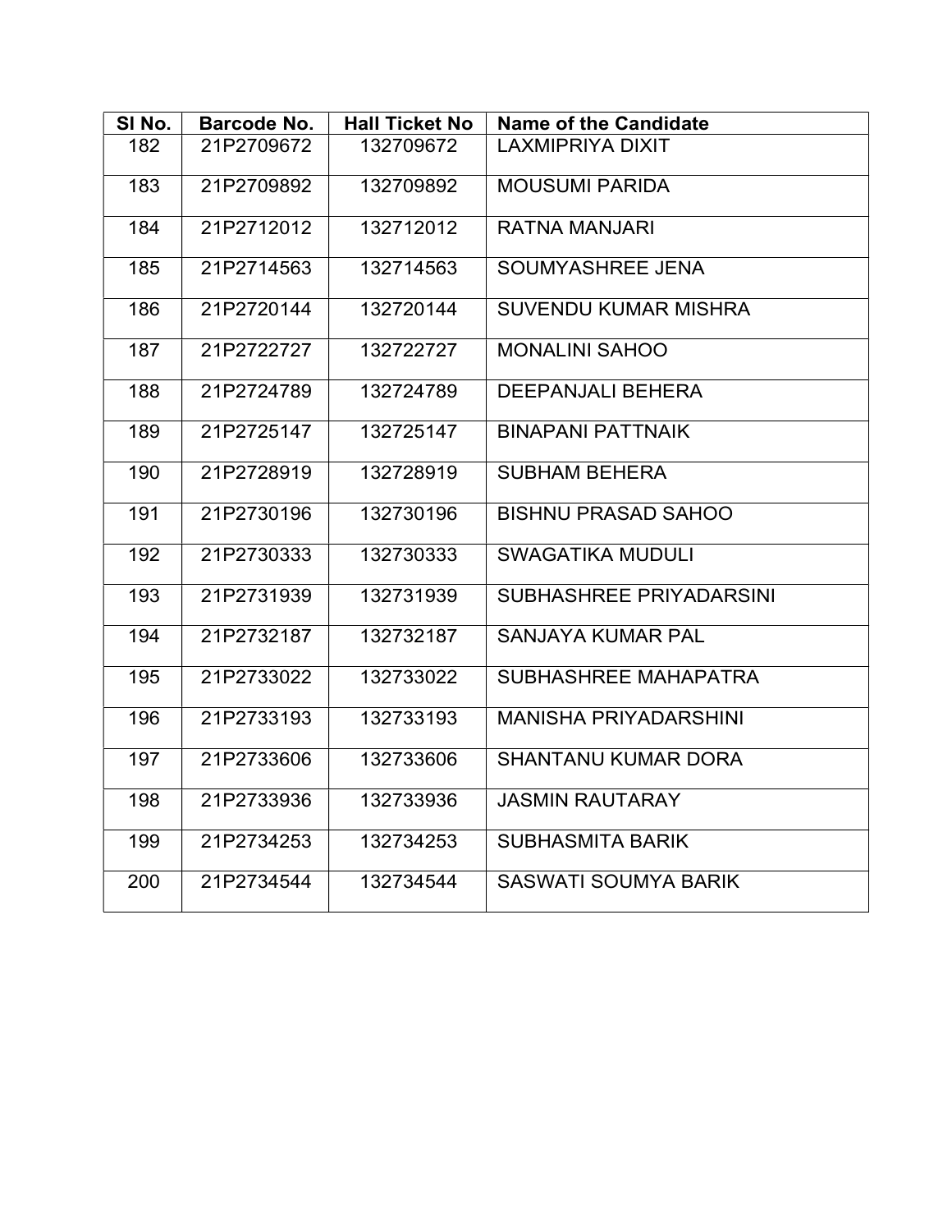| Sl No. | Barcode No. | Hall Ticket No | Name of the Candidate |
|---|---|---|---|
| 182 | 21P2709672 | 132709672 | LAXMIPRIYA DIXIT |
| 183 | 21P2709892 | 132709892 | MOUSUMI PARIDA |
| 184 | 21P2712012 | 132712012 | RATNA MANJARI |
| 185 | 21P2714563 | 132714563 | SOUMYASHREE JENA |
| 186 | 21P2720144 | 132720144 | SUVENDU KUMAR MISHRA |
| 187 | 21P2722727 | 132722727 | MONALINI SAHOO |
| 188 | 21P2724789 | 132724789 | DEEPANJALI BEHERA |
| 189 | 21P2725147 | 132725147 | BINAPANI PATTNAIK |
| 190 | 21P2728919 | 132728919 | SUBHAM BEHERA |
| 191 | 21P2730196 | 132730196 | BISHNU PRASAD SAHOO |
| 192 | 21P2730333 | 132730333 | SWAGATIKA MUDULI |
| 193 | 21P2731939 | 132731939 | SUBHASHREE PRIYADARSINI |
| 194 | 21P2732187 | 132732187 | SANJAYA KUMAR PAL |
| 195 | 21P2733022 | 132733022 | SUBHASHREE MAHAPATRA |
| 196 | 21P2733193 | 132733193 | MANISHA PRIYADARSHINI |
| 197 | 21P2733606 | 132733606 | SHANTANU KUMAR DORA |
| 198 | 21P2733936 | 132733936 | JASMIN RAUTARAY |
| 199 | 21P2734253 | 132734253 | SUBHASMITA BARIK |
| 200 | 21P2734544 | 132734544 | SASWATI SOUMYA BARIK |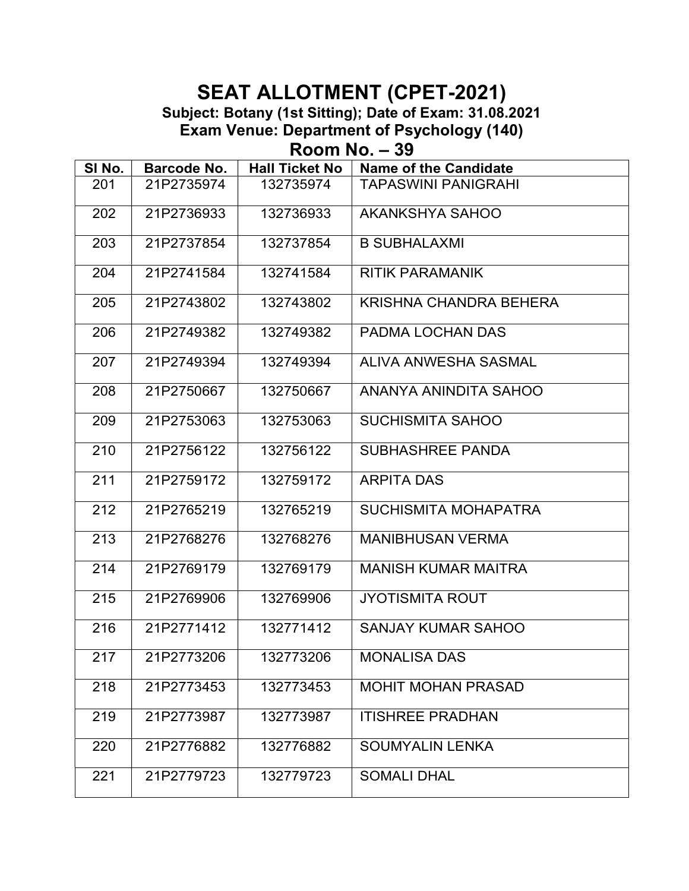# SEAT ALLOTMENT (CPET-2021)

**Subject: Botany (1st Sitting); Date of Exam: 31.08.2021**

**Exam Venue: Department of Psychology (140)**

## Room No. – 39

| Sl No. | Barcode No. | Hall Ticket No | Name of the Candidate |
|---|---|---|---|
| 201 | 21P2735974 | 132735974 | TAPASWINI PANIGRAHI |
| 202 | 21P2736933 | 132736933 | AKANKSHYA SAHOO |
| 203 | 21P2737854 | 132737854 | B SUBHALAXMI |
| 204 | 21P2741584 | 132741584 | RITIK PARAMANIK |
| 205 | 21P2743802 | 132743802 | KRISHNA CHANDRA BEHERA |
| 206 | 21P2749382 | 132749382 | PADMA LOCHAN DAS |
| 207 | 21P2749394 | 132749394 | ALIVA ANWESHA SASMAL |
| 208 | 21P2750667 | 132750667 | ANANYA ANINDITA SAHOO |
| 209 | 21P2753063 | 132753063 | SUCHISMITA SAHOO |
| 210 | 21P2756122 | 132756122 | SUBHASHREE PANDA |
| 211 | 21P2759172 | 132759172 | ARPITA DAS |
| 212 | 21P2765219 | 132765219 | SUCHISMITA MOHAPATRA |
| 213 | 21P2768276 | 132768276 | MANIBHUSAN VERMA |
| 214 | 21P2769179 | 132769179 | MANISH KUMAR MAITRA |
| 215 | 21P2769906 | 132769906 | JYOTISMITA ROUT |
| 216 | 21P2771412 | 132771412 | SANJAY KUMAR SAHOO |
| 217 | 21P2773206 | 132773206 | MONALISA DAS |
| 218 | 21P2773453 | 132773453 | MOHIT MOHAN PRASAD |
| 219 | 21P2773987 | 132773987 | ITISHREE PRADHAN |
| 220 | 21P2776882 | 132776882 | SOUMYALIN LENKA |
| 221 | 21P2779723 | 132779723 | SOMALI DHAL |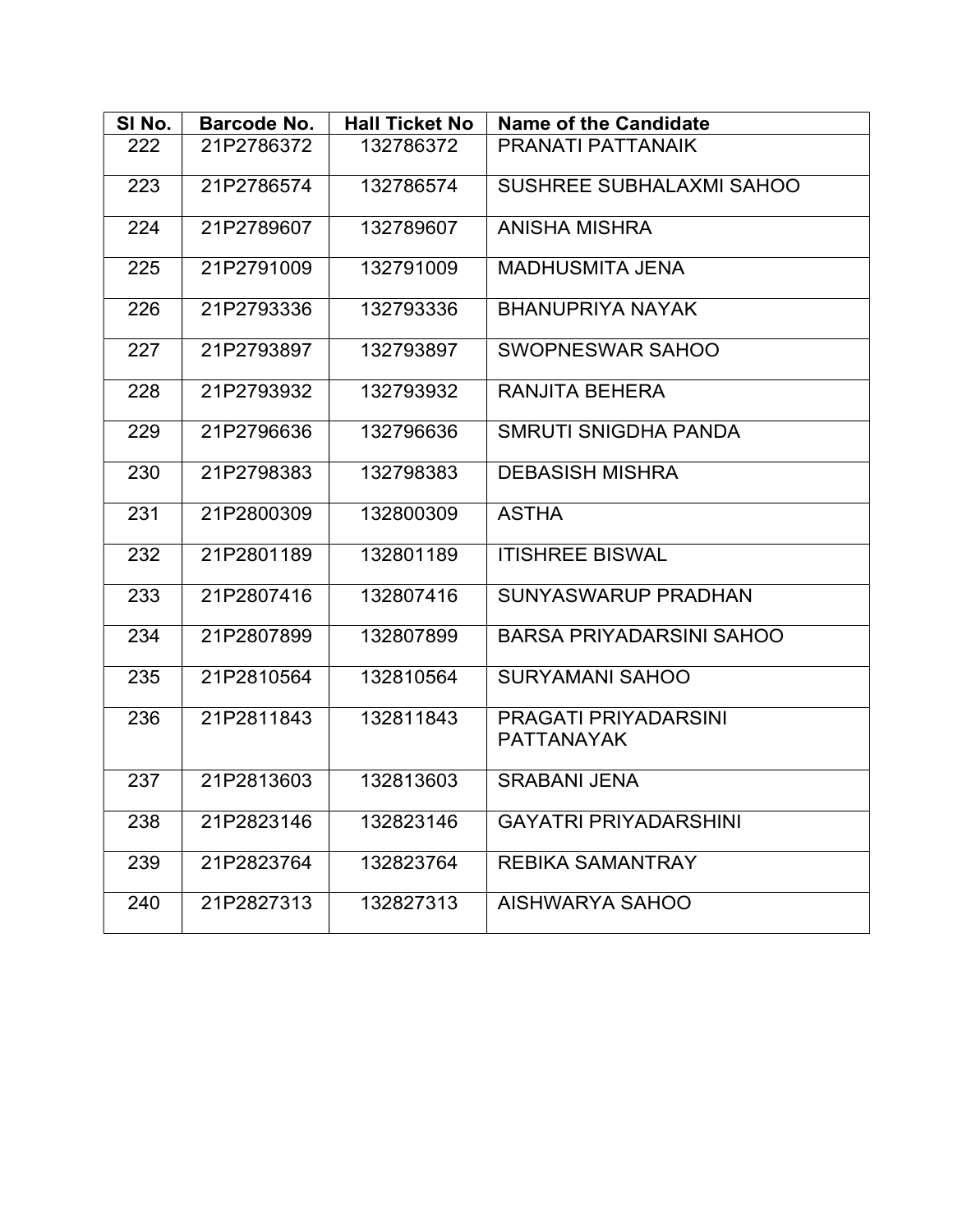| Sl No. | Barcode No. | Hall Ticket No | Name of the Candidate |
|---|---|---|---|
| 222 | 21P2786372 | 132786372 | PRANATI PATTANAIK |
| 223 | 21P2786574 | 132786574 | SUSHREE SUBHALAXMI SAHOO |
| 224 | 21P2789607 | 132789607 | ANISHA MISHRA |
| 225 | 21P2791009 | 132791009 | MADHUSMITA JENA |
| 226 | 21P2793336 | 132793336 | BHANUPRIYA NAYAK |
| 227 | 21P2793897 | 132793897 | SWOPNESWAR SAHOO |
| 228 | 21P2793932 | 132793932 | RANJITA BEHERA |
| 229 | 21P2796636 | 132796636 | SMRUTI SNIGDHA PANDA |
| 230 | 21P2798383 | 132798383 | DEBASISH MISHRA |
| 231 | 21P2800309 | 132800309 | ASTHA |
| 232 | 21P2801189 | 132801189 | ITISHREE BISWAL |
| 233 | 21P2807416 | 132807416 | SUNYASWARUP PRADHAN |
| 234 | 21P2807899 | 132807899 | BARSA PRIYADARSINI SAHOO |
| 235 | 21P2810564 | 132810564 | SURYAMANI SAHOO |
| 236 | 21P2811843 | 132811843 | PRAGATI PRIYADARSINI PATTANAYAK |
| 237 | 21P2813603 | 132813603 | SRABANI JENA |
| 238 | 21P2823146 | 132823146 | GAYATRI PRIYADARSHINI |
| 239 | 21P2823764 | 132823764 | REBIKA SAMANTRAY |
| 240 | 21P2827313 | 132827313 | AISHWARYA SAHOO |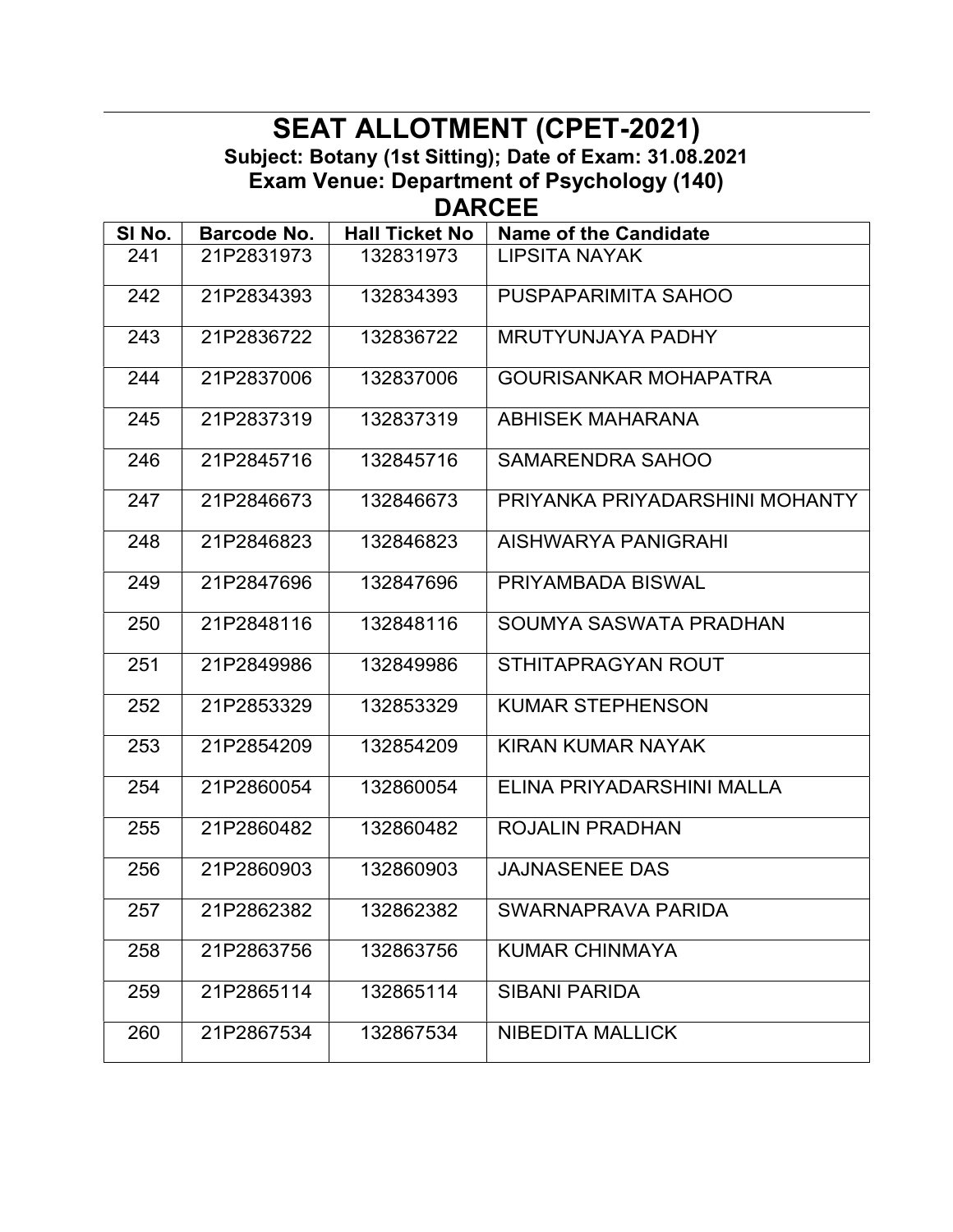# SEAT ALLOTMENT (CPET-2021)

### Subject: Botany (1st Sitting); Date of Exam: 31.08.2021

### Exam Venue: Department of Psychology (140)

## DARCEE

| Sl No. | Barcode No. | Hall Ticket No | Name of the Candidate |
|---|---|---|---|
| 241 | 21P2831973 | 132831973 | LIPSITA NAYAK |
| 242 | 21P2834393 | 132834393 | PUSPAPARIMITA SAHOO |
| 243 | 21P2836722 | 132836722 | MRUTYUNJAYA PADHY |
| 244 | 21P2837006 | 132837006 | GOURISANKAR MOHAPATRA |
| 245 | 21P2837319 | 132837319 | ABHISEK MAHARANA |
| 246 | 21P2845716 | 132845716 | SAMARENDRA SAHOO |
| 247 | 21P2846673 | 132846673 | PRIYANKA PRIYADARSHINI MOHANTY |
| 248 | 21P2846823 | 132846823 | AISHWARYA PANIGRAHI |
| 249 | 21P2847696 | 132847696 | PRIYAMBADA BISWAL |
| 250 | 21P2848116 | 132848116 | SOUMYA SASWATA PRADHAN |
| 251 | 21P2849986 | 132849986 | STHITAPRAGYAN ROUT |
| 252 | 21P2853329 | 132853329 | KUMAR STEPHENSON |
| 253 | 21P2854209 | 132854209 | KIRAN KUMAR NAYAK |
| 254 | 21P2860054 | 132860054 | ELINA PRIYADARSHINI MALLA |
| 255 | 21P2860482 | 132860482 | ROJALIN PRADHAN |
| 256 | 21P2860903 | 132860903 | JAJNASENEE DAS |
| 257 | 21P2862382 | 132862382 | SWARNAPRAVA PARIDA |
| 258 | 21P2863756 | 132863756 | KUMAR CHINMAYA |
| 259 | 21P2865114 | 132865114 | SIBANI PARIDA |
| 260 | 21P2867534 | 132867534 | NIBEDITA MALLICK |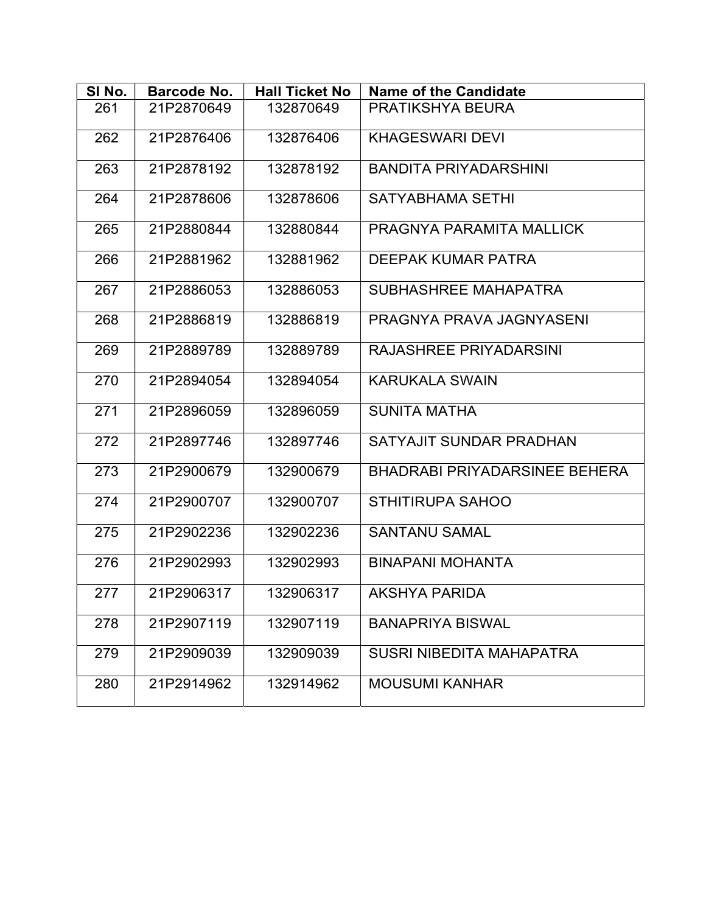| Sl No. | Barcode No. | Hall Ticket No | Name of the Candidate |
|---|---|---|---|
| 261 | 21P2870649 | 132870649 | PRATIKSHYA BEURA |
| 262 | 21P2876406 | 132876406 | KHAGESWARI DEVI |
| 263 | 21P2878192 | 132878192 | BANDITA PRIYADARSHINI |
| 264 | 21P2878606 | 132878606 | SATYABHAMA SETHI |
| 265 | 21P2880844 | 132880844 | PRAGNYA PARAMITA MALLICK |
| 266 | 21P2881962 | 132881962 | DEEPAK KUMAR PATRA |
| 267 | 21P2886053 | 132886053 | SUBHASHREE MAHAPATRA |
| 268 | 21P2886819 | 132886819 | PRAGNYA PRAVA JAGNYASENI |
| 269 | 21P2889789 | 132889789 | RAJASHREE PRIYADARSINI |
| 270 | 21P2894054 | 132894054 | KARUKALA SWAIN |
| 271 | 21P2896059 | 132896059 | SUNITA MATHA |
| 272 | 21P2897746 | 132897746 | SATYAJIT SUNDAR PRADHAN |
| 273 | 21P2900679 | 132900679 | BHADRABI PRIYADARSINEE BEHERA |
| 274 | 21P2900707 | 132900707 | STHITIRUPA SAHOO |
| 275 | 21P2902236 | 132902236 | SANTANU SAMAL |
| 276 | 21P2902993 | 132902993 | BINAPANI MOHANTA |
| 277 | 21P2906317 | 132906317 | AKSHYA PARIDA |
| 278 | 21P2907119 | 132907119 | BANAPRIYA BISWAL |
| 279 | 21P2909039 | 132909039 | SUSRI NIBEDITA MAHAPATRA |
| 280 | 21P2914962 | 132914962 | MOUSUMI KANHAR |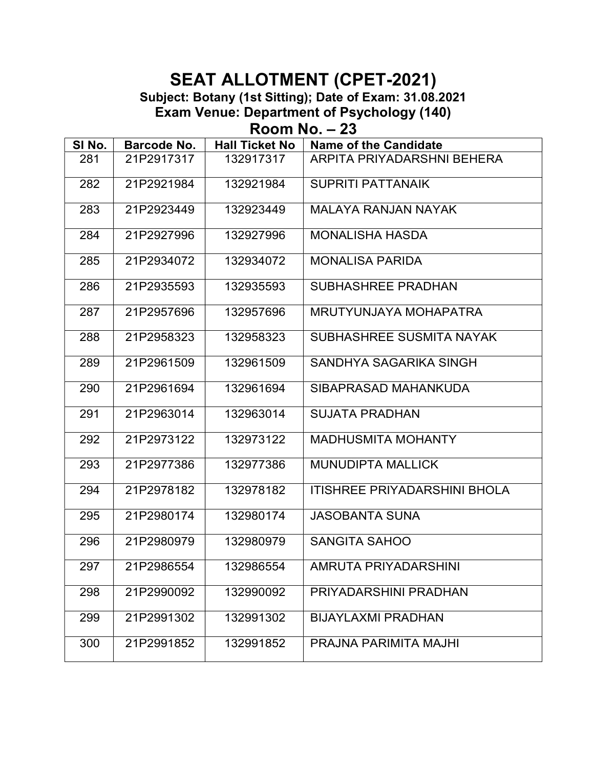# SEAT ALLOTMENT (CPET-2021)

**Subject: Botany (1st Sitting); Date of Exam: 31.08.2021**

**Exam Venue: Department of Psychology (140)**

## Room No. – 23

| Sl No. | Barcode No. | Hall Ticket No | Name of the Candidate |
|---|---|---|---|
| 281 | 21P2917317 | 132917317 | ARPITA PRIYADARSHNI BEHERA |
| 282 | 21P2921984 | 132921984 | SUPRITI PATTANAIK |
| 283 | 21P2923449 | 132923449 | MALAYA RANJAN NAYAK |
| 284 | 21P2927996 | 132927996 | MONALISHA HASDA |
| 285 | 21P2934072 | 132934072 | MONALISA PARIDA |
| 286 | 21P2935593 | 132935593 | SUBHASHREE PRADHAN |
| 287 | 21P2957696 | 132957696 | MRUTYUNJAYA MOHAPATRA |
| 288 | 21P2958323 | 132958323 | SUBHASHREE SUSMITA NAYAK |
| 289 | 21P2961509 | 132961509 | SANDHYA SAGARIKA SINGH |
| 290 | 21P2961694 | 132961694 | SIBAPRASAD MAHANKUDA |
| 291 | 21P2963014 | 132963014 | SUJATA PRADHAN |
| 292 | 21P2973122 | 132973122 | MADHUSMITA MOHANTY |
| 293 | 21P2977386 | 132977386 | MUNUDIPTA MALLICK |
| 294 | 21P2978182 | 132978182 | ITISHREE PRIYADARSHINI BHOLA |
| 295 | 21P2980174 | 132980174 | JASOBANTA SUNA |
| 296 | 21P2980979 | 132980979 | SANGITA SAHOO |
| 297 | 21P2986554 | 132986554 | AMRUTA PRIYADARSHINI |
| 298 | 21P2990092 | 132990092 | PRIYADARSHINI PRADHAN |
| 299 | 21P2991302 | 132991302 | BIJAYLAXMI PRADHAN |
| 300 | 21P2991852 | 132991852 | PRAJNA PARIMITA MAJHI |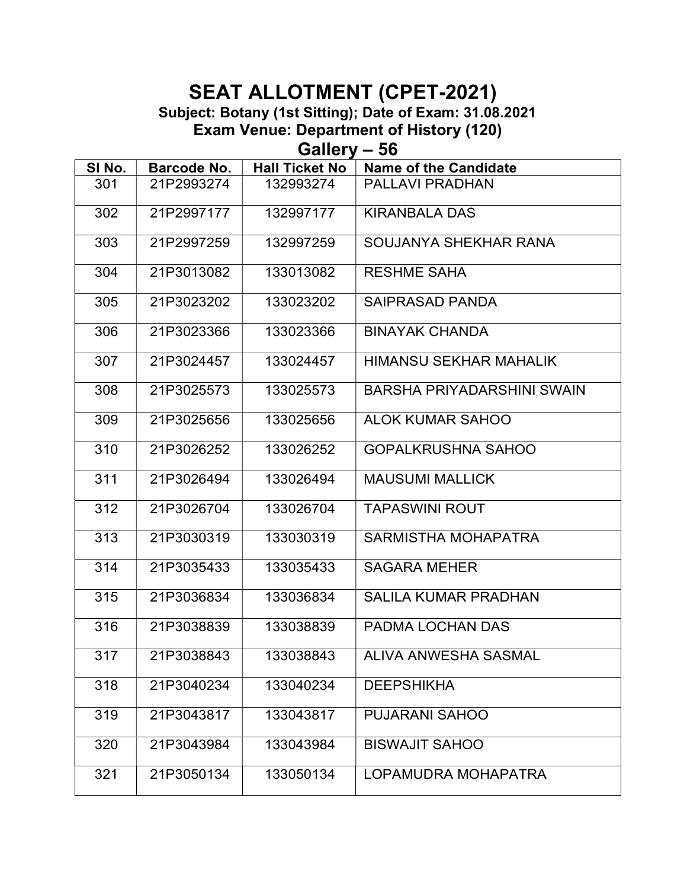# SEAT ALLOTMENT (CPET-2021)

**Subject: Botany (1st Sitting); Date of Exam: 31.08.2021**

**Exam Venue: Department of History (120)**

## Gallery – 56

| Sl No. | Barcode No. | Hall Ticket No | Name of the Candidate |
|---|---|---|---|
| 301 | 21P2993274 | 132993274 | PALLAVI PRADHAN |
| 302 | 21P2997177 | 132997177 | KIRANBALA DAS |
| 303 | 21P2997259 | 132997259 | SOUJANYA SHEKHAR RANA |
| 304 | 21P3013082 | 133013082 | RESHME SAHA |
| 305 | 21P3023202 | 133023202 | SAIPRASAD PANDA |
| 306 | 21P3023366 | 133023366 | BINAYAK CHANDA |
| 307 | 21P3024457 | 133024457 | HIMANSU SEKHAR MAHALIK |
| 308 | 21P3025573 | 133025573 | BARSHA PRIYADARSHINI SWAIN |
| 309 | 21P3025656 | 133025656 | ALOK KUMAR SAHOO |
| 310 | 21P3026252 | 133026252 | GOPALKRUSHNA SAHOO |
| 311 | 21P3026494 | 133026494 | MAUSUMI MALLICK |
| 312 | 21P3026704 | 133026704 | TAPASWINI ROUT |
| 313 | 21P3030319 | 133030319 | SARMISTHA MOHAPATRA |
| 314 | 21P3035433 | 133035433 | SAGARA MEHER |
| 315 | 21P3036834 | 133036834 | SALILA KUMAR PRADHAN |
| 316 | 21P3038839 | 133038839 | PADMA LOCHAN DAS |
| 317 | 21P3038843 | 133038843 | ALIVA ANWESHA SASMAL |
| 318 | 21P3040234 | 133040234 | DEEPSHIKHA |
| 319 | 21P3043817 | 133043817 | PUJARANI SAHOO |
| 320 | 21P3043984 | 133043984 | BISWAJIT SAHOO |
| 321 | 21P3050134 | 133050134 | LOPAMUDRA MOHAPATRA |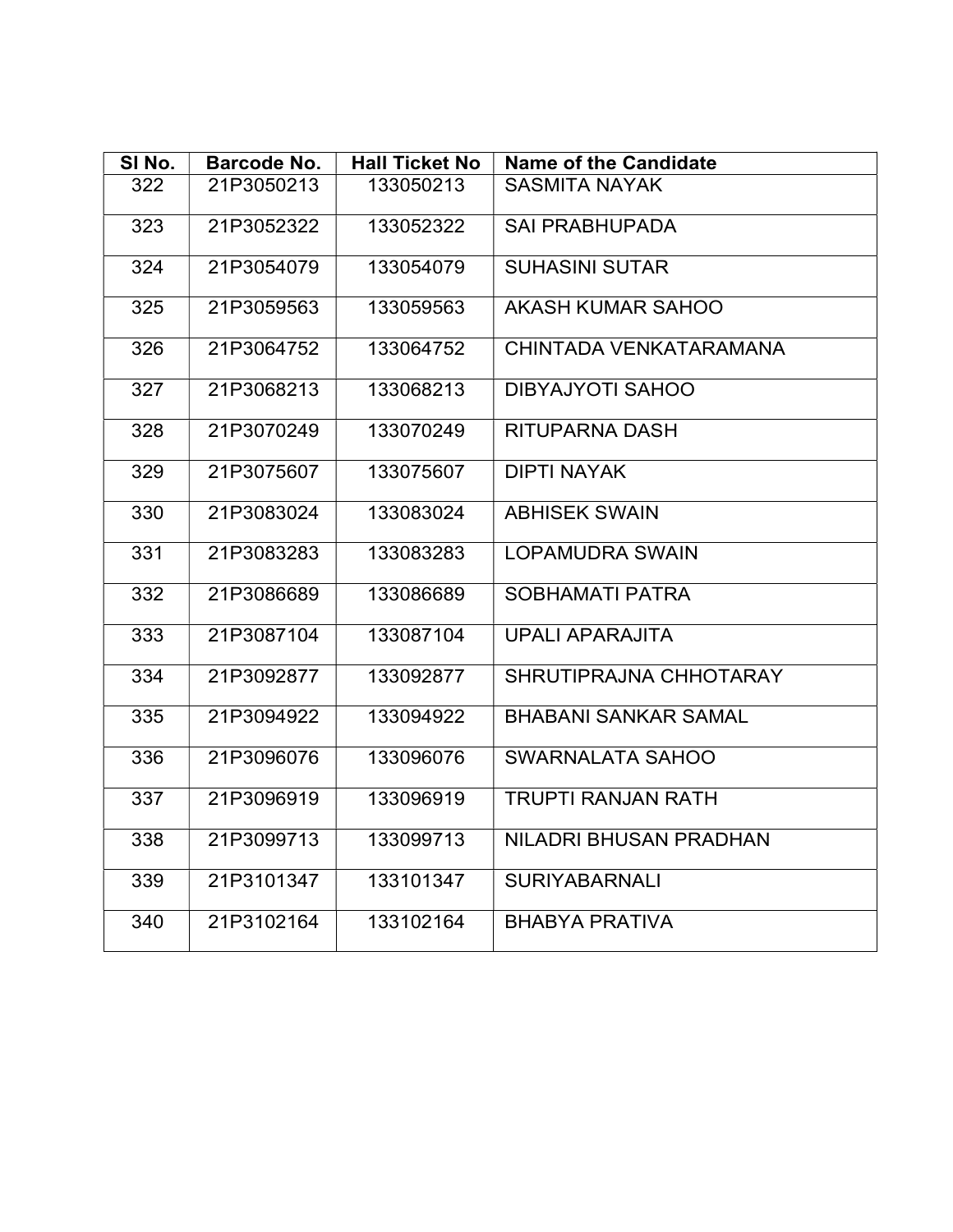| Sl No. | Barcode No. | Hall Ticket No | Name of the Candidate |
|---|---|---|---|
| 322 | 21P3050213 | 133050213 | SASMITA NAYAK |
| 323 | 21P3052322 | 133052322 | SAI PRABHUPADA |
| 324 | 21P3054079 | 133054079 | SUHASINI SUTAR |
| 325 | 21P3059563 | 133059563 | AKASH KUMAR SAHOO |
| 326 | 21P3064752 | 133064752 | CHINTADA VENKATARAMANA |
| 327 | 21P3068213 | 133068213 | DIBYAJYOTI SAHOO |
| 328 | 21P3070249 | 133070249 | RITUPARNA DASH |
| 329 | 21P3075607 | 133075607 | DIPTI NAYAK |
| 330 | 21P3083024 | 133083024 | ABHISEK SWAIN |
| 331 | 21P3083283 | 133083283 | LOPAMUDRA SWAIN |
| 332 | 21P3086689 | 133086689 | SOBHAMATI PATRA |
| 333 | 21P3087104 | 133087104 | UPALI APARAJITA |
| 334 | 21P3092877 | 133092877 | SHRUTIPRAJNA CHHOTARAY |
| 335 | 21P3094922 | 133094922 | BHABANI SANKAR SAMAL |
| 336 | 21P3096076 | 133096076 | SWARNALATA SAHOO |
| 337 | 21P3096919 | 133096919 | TRUPTI RANJAN RATH |
| 338 | 21P3099713 | 133099713 | NILADRI BHUSAN PRADHAN |
| 339 | 21P3101347 | 133101347 | SURIYABARNALI |
| 340 | 21P3102164 | 133102164 | BHABYA PRATIVA |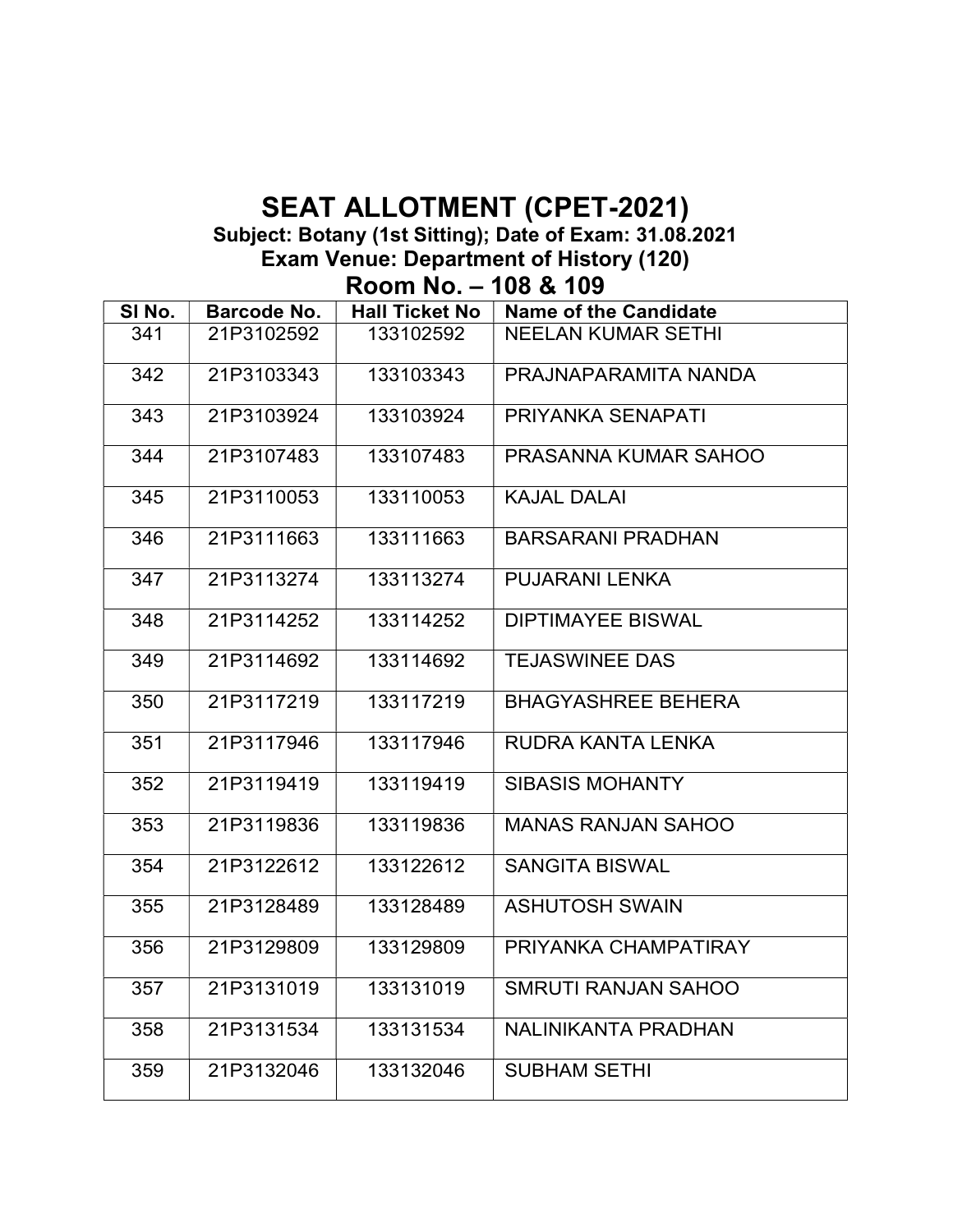# SEAT ALLOTMENT (CPET-2021)

**Subject: Botany (1st Sitting); Date of Exam: 31.08.2021**

**Exam Venue: Department of History (120)**

## Room No. – 108 & 109

| Sl No. | Barcode No. | Hall Ticket No | Name of the Candidate |
|---|---|---|---|
| 341 | 21P3102592 | 133102592 | NEELAN KUMAR SETHI |
| 342 | 21P3103343 | 133103343 | PRAJNAPARAMITA NANDA |
| 343 | 21P3103924 | 133103924 | PRIYANKA SENAPATI |
| 344 | 21P3107483 | 133107483 | PRASANNA KUMAR SAHOO |
| 345 | 21P3110053 | 133110053 | KAJAL DALAI |
| 346 | 21P3111663 | 133111663 | BARSARANI PRADHAN |
| 347 | 21P3113274 | 133113274 | PUJARANI LENKA |
| 348 | 21P3114252 | 133114252 | DIPTIMAYEE BISWAL |
| 349 | 21P3114692 | 133114692 | TEJASWINEE DAS |
| 350 | 21P3117219 | 133117219 | BHAGYASHREE BEHERA |
| 351 | 21P3117946 | 133117946 | RUDRA KANTA LENKA |
| 352 | 21P3119419 | 133119419 | SIBASIS MOHANTY |
| 353 | 21P3119836 | 133119836 | MANAS RANJAN SAHOO |
| 354 | 21P3122612 | 133122612 | SANGITA BISWAL |
| 355 | 21P3128489 | 133128489 | ASHUTOSH SWAIN |
| 356 | 21P3129809 | 133129809 | PRIYANKA CHAMPATIRAY |
| 357 | 21P3131019 | 133131019 | SMRUTI RANJAN SAHOO |
| 358 | 21P3131534 | 133131534 | NALINIKANTA PRADHAN |
| 359 | 21P3132046 | 133132046 | SUBHAM SETHI |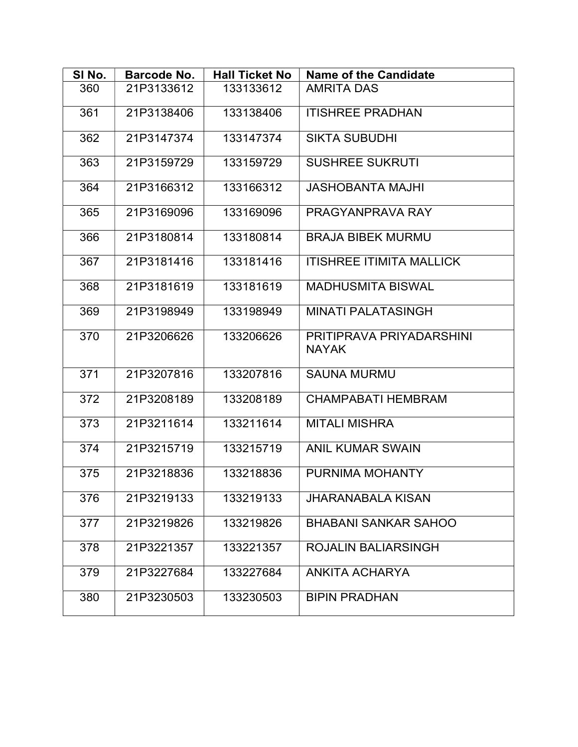| Sl No. | Barcode No. | Hall Ticket No | Name of the Candidate |
|---|---|---|---|
| 360 | 21P3133612 | 133133612 | AMRITA DAS |
| 361 | 21P3138406 | 133138406 | ITISHREE PRADHAN |
| 362 | 21P3147374 | 133147374 | SIKTA SUBUDHI |
| 363 | 21P3159729 | 133159729 | SUSHREE SUKRUTI |
| 364 | 21P3166312 | 133166312 | JASHOBANTA MAJHI |
| 365 | 21P3169096 | 133169096 | PRAGYANPRAVA RAY |
| 366 | 21P3180814 | 133180814 | BRAJA BIBEK MURMU |
| 367 | 21P3181416 | 133181416 | ITISHREE ITIMITA MALLICK |
| 368 | 21P3181619 | 133181619 | MADHUSMITA BISWAL |
| 369 | 21P3198949 | 133198949 | MINATI PALATASINGH |
| 370 | 21P3206626 | 133206626 | PRITIPRAVA PRIYADARSHINI NAYAK |
| 371 | 21P3207816 | 133207816 | SAUNA MURMU |
| 372 | 21P3208189 | 133208189 | CHAMPABATI HEMBRAM |
| 373 | 21P3211614 | 133211614 | MITALI MISHRA |
| 374 | 21P3215719 | 133215719 | ANIL KUMAR SWAIN |
| 375 | 21P3218836 | 133218836 | PURNIMA MOHANTY |
| 376 | 21P3219133 | 133219133 | JHARANABALA KISAN |
| 377 | 21P3219826 | 133219826 | BHABANI SANKAR SAHOO |
| 378 | 21P3221357 | 133221357 | ROJALIN BALIARSINGH |
| 379 | 21P3227684 | 133227684 | ANKITA ACHARYA |
| 380 | 21P3230503 | 133230503 | BIPIN PRADHAN |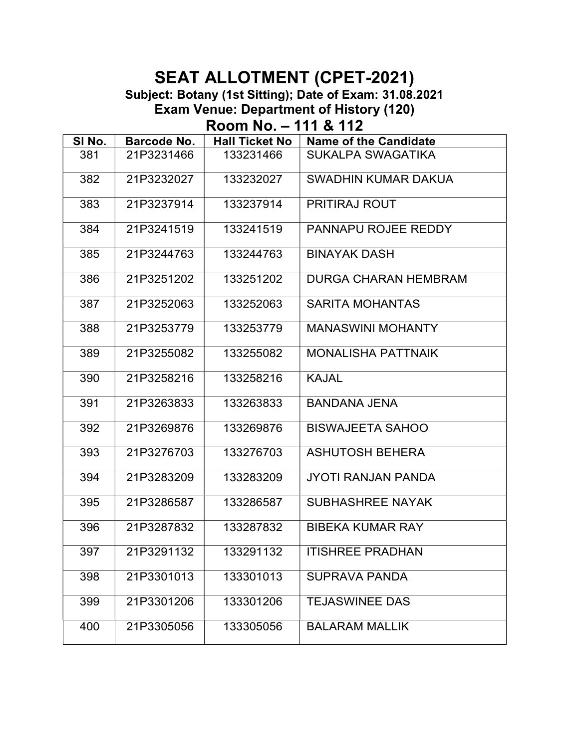# SEAT ALLOTMENT (CPET-2021)

**Subject: Botany (1st Sitting); Date of Exam: 31.08.2021**

**Exam Venue: Department of History (120)**

## Room No. – 111 & 112

| Sl No. | Barcode No. | Hall Ticket No | Name of the Candidate |
|---|---|---|---|
| 381 | 21P3231466 | 133231466 | SUKALPA SWAGATIKA |
| 382 | 21P3232027 | 133232027 | SWADHIN KUMAR DAKUA |
| 383 | 21P3237914 | 133237914 | PRITIRAJ ROUT |
| 384 | 21P3241519 | 133241519 | PANNAPU ROJEE REDDY |
| 385 | 21P3244763 | 133244763 | BINAYAK DASH |
| 386 | 21P3251202 | 133251202 | DURGA CHARAN HEMBRAM |
| 387 | 21P3252063 | 133252063 | SARITA MOHANTAS |
| 388 | 21P3253779 | 133253779 | MANASWINI MOHANTY |
| 389 | 21P3255082 | 133255082 | MONALISHA PATTNAIK |
| 390 | 21P3258216 | 133258216 | KAJAL |
| 391 | 21P3263833 | 133263833 | BANDANA JENA |
| 392 | 21P3269876 | 133269876 | BISWAJEETA SAHOO |
| 393 | 21P3276703 | 133276703 | ASHUTOSH BEHERA |
| 394 | 21P3283209 | 133283209 | JYOTI RANJAN PANDA |
| 395 | 21P3286587 | 133286587 | SUBHASHREE NAYAK |
| 396 | 21P3287832 | 133287832 | BIBEKA KUMAR RAY |
| 397 | 21P3291132 | 133291132 | ITISHREE PRADHAN |
| 398 | 21P3301013 | 133301013 | SUPRAVA PANDA |
| 399 | 21P3301206 | 133301206 | TEJASWINEE DAS |
| 400 | 21P3305056 | 133305056 | BALARAM MALLIK |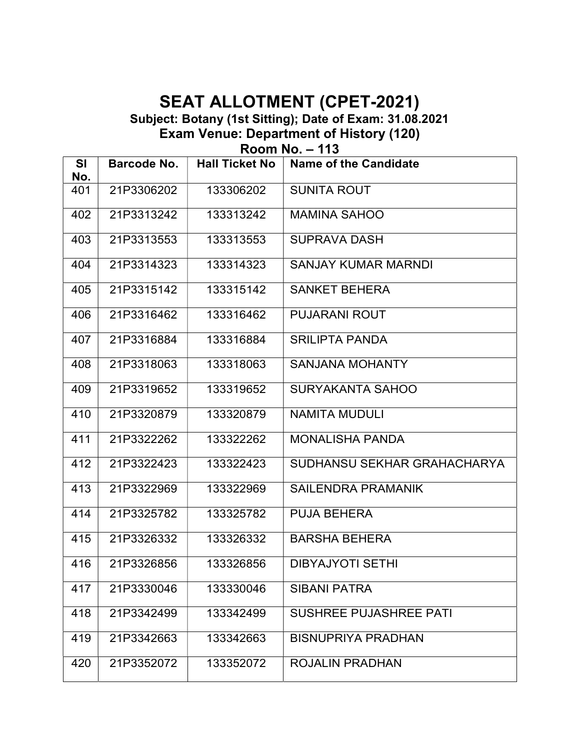# SEAT ALLOTMENT (CPET-2021)

**Subject: Botany (1st Sitting); Date of Exam: 31.08.2021**

**Exam Venue: Department of History (120)**

**Room No. – 113**

| Sl No. | Barcode No. | Hall Ticket No | Name of the Candidate |
|---|---|---|---|
| 401 | 21P3306202 | 133306202 | SUNITA ROUT |
| 402 | 21P3313242 | 133313242 | MAMINA SAHOO |
| 403 | 21P3313553 | 133313553 | SUPRAVA DASH |
| 404 | 21P3314323 | 133314323 | SANJAY KUMAR MARNDI |
| 405 | 21P3315142 | 133315142 | SANKET BEHERA |
| 406 | 21P3316462 | 133316462 | PUJARANI ROUT |
| 407 | 21P3316884 | 133316884 | SRILIPTA PANDA |
| 408 | 21P3318063 | 133318063 | SANJANA MOHANTY |
| 409 | 21P3319652 | 133319652 | SURYAKANTA SAHOO |
| 410 | 21P3320879 | 133320879 | NAMITA MUDULI |
| 411 | 21P3322262 | 133322262 | MONALISHA PANDA |
| 412 | 21P3322423 | 133322423 | SUDHANSU SEKHAR GRAHACHARYA |
| 413 | 21P3322969 | 133322969 | SAILENDRA PRAMANIK |
| 414 | 21P3325782 | 133325782 | PUJA BEHERA |
| 415 | 21P3326332 | 133326332 | BARSHA BEHERA |
| 416 | 21P3326856 | 133326856 | DIBYAJYOTI SETHI |
| 417 | 21P3330046 | 133330046 | SIBANI PATRA |
| 418 | 21P3342499 | 133342499 | SUSHREE PUJASHREE PATI |
| 419 | 21P3342663 | 133342663 | BISNUPRIYA PRADHAN |
| 420 | 21P3352072 | 133352072 | ROJALIN PRADHAN |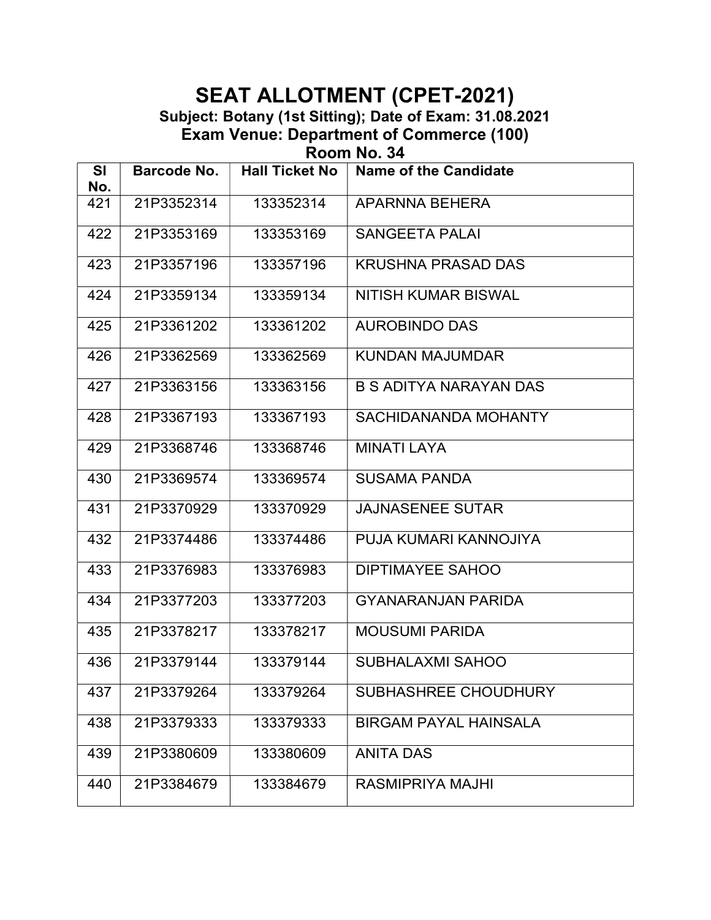# SEAT ALLOTMENT (CPET-2021)

**Subject: Botany (1st Sitting); Date of Exam: 31.08.2021**

**Exam Venue: Department of Commerce (100)**

**Room No. 34**

| Sl No. | Barcode No. | Hall Ticket No | Name of the Candidate |
|---|---|---|---|
| 421 | 21P3352314 | 133352314 | APARNNA BEHERA |
| 422 | 21P3353169 | 133353169 | SANGEETA PALAI |
| 423 | 21P3357196 | 133357196 | KRUSHNA PRASAD DAS |
| 424 | 21P3359134 | 133359134 | NITISH KUMAR BISWAL |
| 425 | 21P3361202 | 133361202 | AUROBINDO DAS |
| 426 | 21P3362569 | 133362569 | KUNDAN MAJUMDAR |
| 427 | 21P3363156 | 133363156 | B S ADITYA NARAYAN DAS |
| 428 | 21P3367193 | 133367193 | SACHIDANANDA MOHANTY |
| 429 | 21P3368746 | 133368746 | MINATI LAYA |
| 430 | 21P3369574 | 133369574 | SUSAMA PANDA |
| 431 | 21P3370929 | 133370929 | JAJNASENEE SUTAR |
| 432 | 21P3374486 | 133374486 | PUJA KUMARI KANNOJIYA |
| 433 | 21P3376983 | 133376983 | DIPTIMAYEE SAHOO |
| 434 | 21P3377203 | 133377203 | GYANARANJAN PARIDA |
| 435 | 21P3378217 | 133378217 | MOUSUMI PARIDA |
| 436 | 21P3379144 | 133379144 | SUBHALAXMI SAHOO |
| 437 | 21P3379264 | 133379264 | SUBHASHREE CHOUDHURY |
| 438 | 21P3379333 | 133379333 | BIRGAM PAYAL HAINSALA |
| 439 | 21P3380609 | 133380609 | ANITA DAS |
| 440 | 21P3384679 | 133384679 | RASMIPRIYA MAJHI |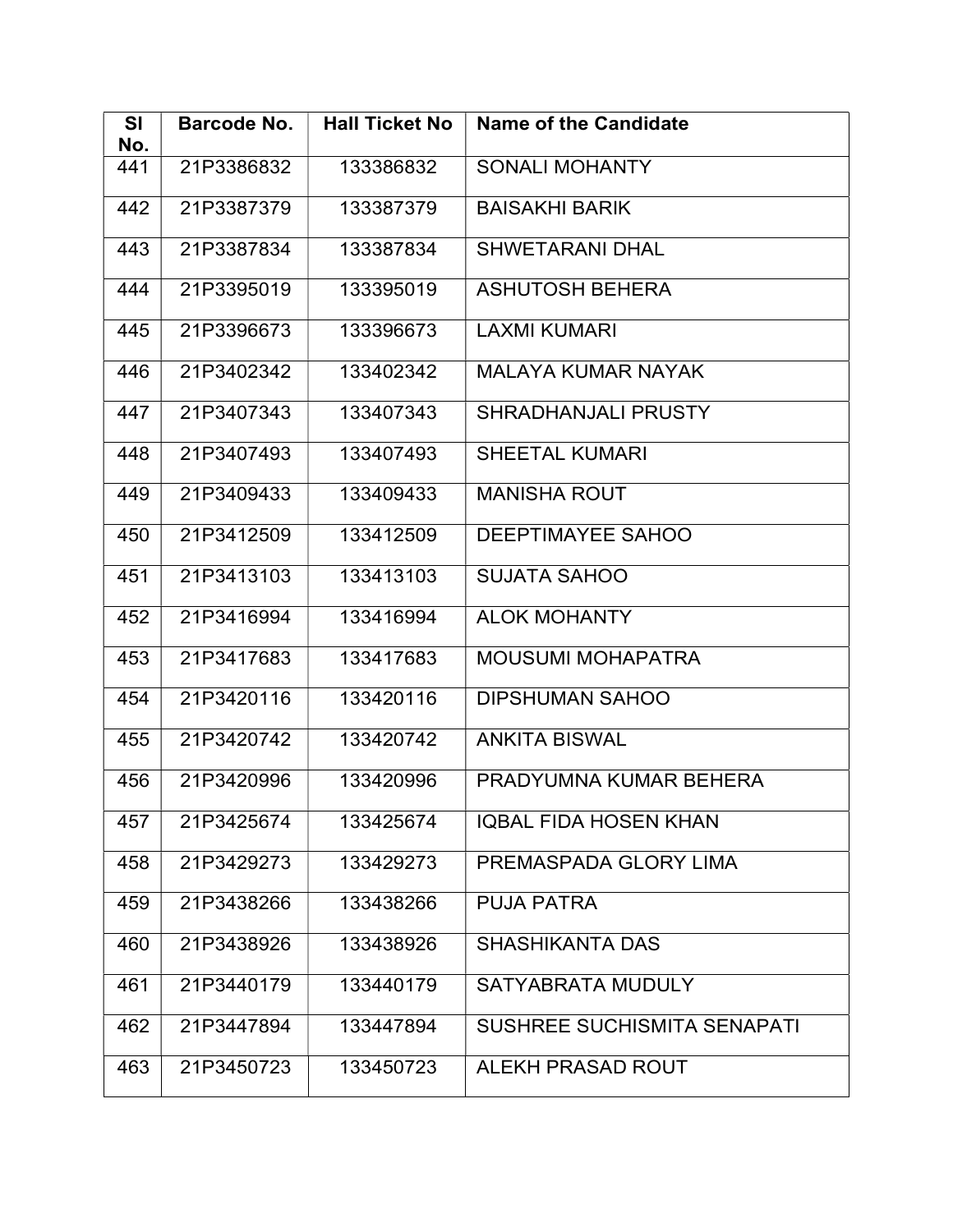| Sl No. | Barcode No. | Hall Ticket No | Name of the Candidate |
|---|---|---|---|
| 441 | 21P3386832 | 133386832 | SONALI MOHANTY |
| 442 | 21P3387379 | 133387379 | BAISAKHI BARIK |
| 443 | 21P3387834 | 133387834 | SHWETARANI DHAL |
| 444 | 21P3395019 | 133395019 | ASHUTOSH BEHERA |
| 445 | 21P3396673 | 133396673 | LAXMI KUMARI |
| 446 | 21P3402342 | 133402342 | MALAYA KUMAR NAYAK |
| 447 | 21P3407343 | 133407343 | SHRADHANJALI PRUSTY |
| 448 | 21P3407493 | 133407493 | SHEETAL KUMARI |
| 449 | 21P3409433 | 133409433 | MANISHA ROUT |
| 450 | 21P3412509 | 133412509 | DEEPTIMAYEE SAHOO |
| 451 | 21P3413103 | 133413103 | SUJATA SAHOO |
| 452 | 21P3416994 | 133416994 | ALOK MOHANTY |
| 453 | 21P3417683 | 133417683 | MOUSUMI MOHAPATRA |
| 454 | 21P3420116 | 133420116 | DIPSHUMAN SAHOO |
| 455 | 21P3420742 | 133420742 | ANKITA BISWAL |
| 456 | 21P3420996 | 133420996 | PRADYUMNA KUMAR BEHERA |
| 457 | 21P3425674 | 133425674 | IQBAL FIDA HOSEN KHAN |
| 458 | 21P3429273 | 133429273 | PREMASPADA GLORY LIMA |
| 459 | 21P3438266 | 133438266 | PUJA PATRA |
| 460 | 21P3438926 | 133438926 | SHASHIKANTA DAS |
| 461 | 21P3440179 | 133440179 | SATYABRATA MUDULY |
| 462 | 21P3447894 | 133447894 | SUSHREE SUCHISMITA SENAPATI |
| 463 | 21P3450723 | 133450723 | ALEKH PRASAD ROUT |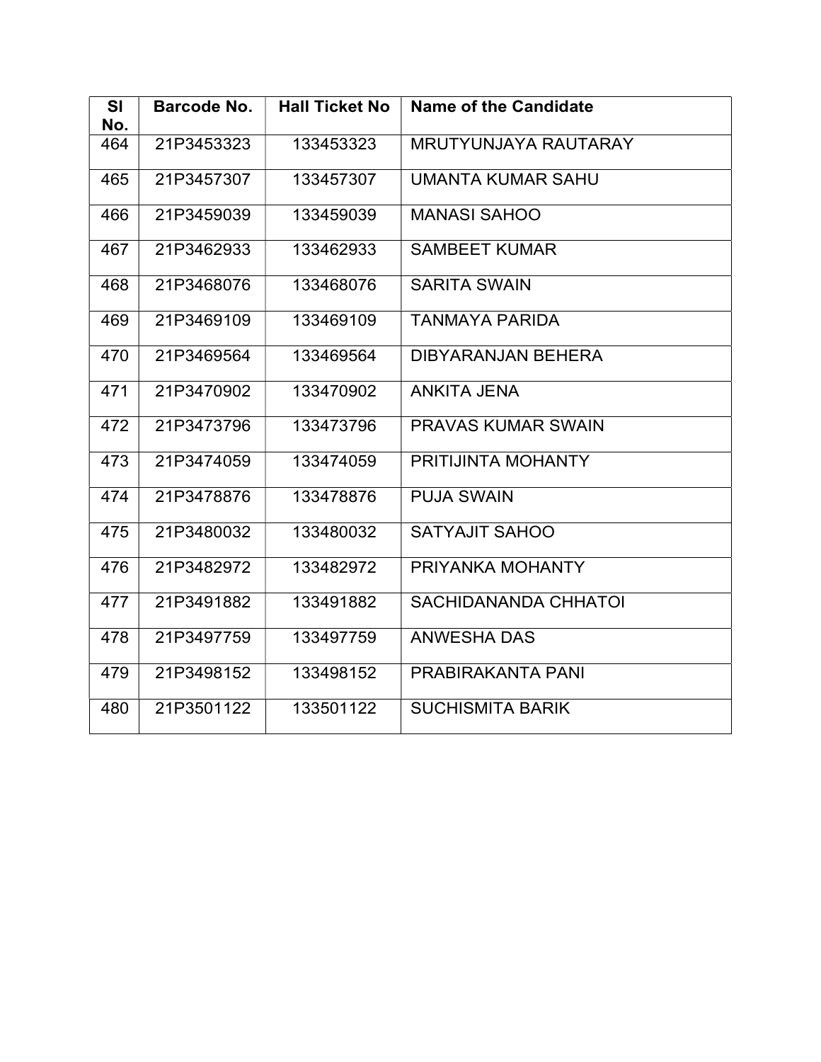| Sl No. | Barcode No. | Hall Ticket No | Name of the Candidate |
|---|---|---|---|
| 464 | 21P3453323 | 133453323 | MRUTYUNJAYA RAUTARAY |
| 465 | 21P3457307 | 133457307 | UMANTA KUMAR SAHU |
| 466 | 21P3459039 | 133459039 | MANASI SAHOO |
| 467 | 21P3462933 | 133462933 | SAMBEET KUMAR |
| 468 | 21P3468076 | 133468076 | SARITA SWAIN |
| 469 | 21P3469109 | 133469109 | TANMAYA PARIDA |
| 470 | 21P3469564 | 133469564 | DIBYARANJAN BEHERA |
| 471 | 21P3470902 | 133470902 | ANKITA JENA |
| 472 | 21P3473796 | 133473796 | PRAVAS KUMAR SWAIN |
| 473 | 21P3474059 | 133474059 | PRITIJINTA MOHANTY |
| 474 | 21P3478876 | 133478876 | PUJA SWAIN |
| 475 | 21P3480032 | 133480032 | SATYAJIT SAHOO |
| 476 | 21P3482972 | 133482972 | PRIYANKA MOHANTY |
| 477 | 21P3491882 | 133491882 | SACHIDANANDA CHHATOI |
| 478 | 21P3497759 | 133497759 | ANWESHA DAS |
| 479 | 21P3498152 | 133498152 | PRABIRAKANTA PANI |
| 480 | 21P3501122 | 133501122 | SUCHISMITA BARIK |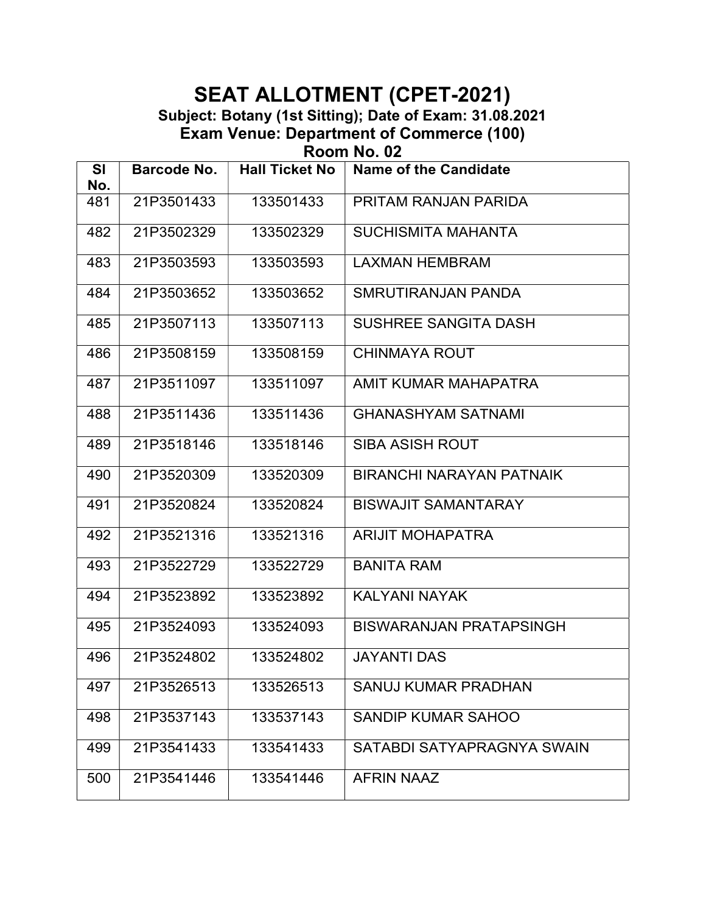# SEAT ALLOTMENT (CPET-2021)

**Subject: Botany (1st Sitting); Date of Exam: 31.08.2021**

**Exam Venue: Department of Commerce (100)**

**Room No. 02**

| Sl No. | Barcode No. | Hall Ticket No | Name of the Candidate |
|---|---|---|---|
| 481 | 21P3501433 | 133501433 | PRITAM RANJAN PARIDA |
| 482 | 21P3502329 | 133502329 | SUCHISMITA MAHANTA |
| 483 | 21P3503593 | 133503593 | LAXMAN HEMBRAM |
| 484 | 21P3503652 | 133503652 | SMRUTIRANJAN PANDA |
| 485 | 21P3507113 | 133507113 | SUSHREE SANGITA DASH |
| 486 | 21P3508159 | 133508159 | CHINMAYA ROUT |
| 487 | 21P3511097 | 133511097 | AMIT KUMAR MAHAPATRA |
| 488 | 21P3511436 | 133511436 | GHANASHYAM SATNAMI |
| 489 | 21P3518146 | 133518146 | SIBA ASISH ROUT |
| 490 | 21P3520309 | 133520309 | BIRANCHI NARAYAN PATNAIK |
| 491 | 21P3520824 | 133520824 | BISWAJIT SAMANTARAY |
| 492 | 21P3521316 | 133521316 | ARIJIT MOHAPATRA |
| 493 | 21P3522729 | 133522729 | BANITA RAM |
| 494 | 21P3523892 | 133523892 | KALYANI NAYAK |
| 495 | 21P3524093 | 133524093 | BISWARANJAN PRATAPSINGH |
| 496 | 21P3524802 | 133524802 | JAYANTI DAS |
| 497 | 21P3526513 | 133526513 | SANUJ KUMAR PRADHAN |
| 498 | 21P3537143 | 133537143 | SANDIP KUMAR SAHOO |
| 499 | 21P3541433 | 133541433 | SATABDI SATYAPRAGNYA SWAIN |
| 500 | 21P3541446 | 133541446 | AFRIN NAAZ |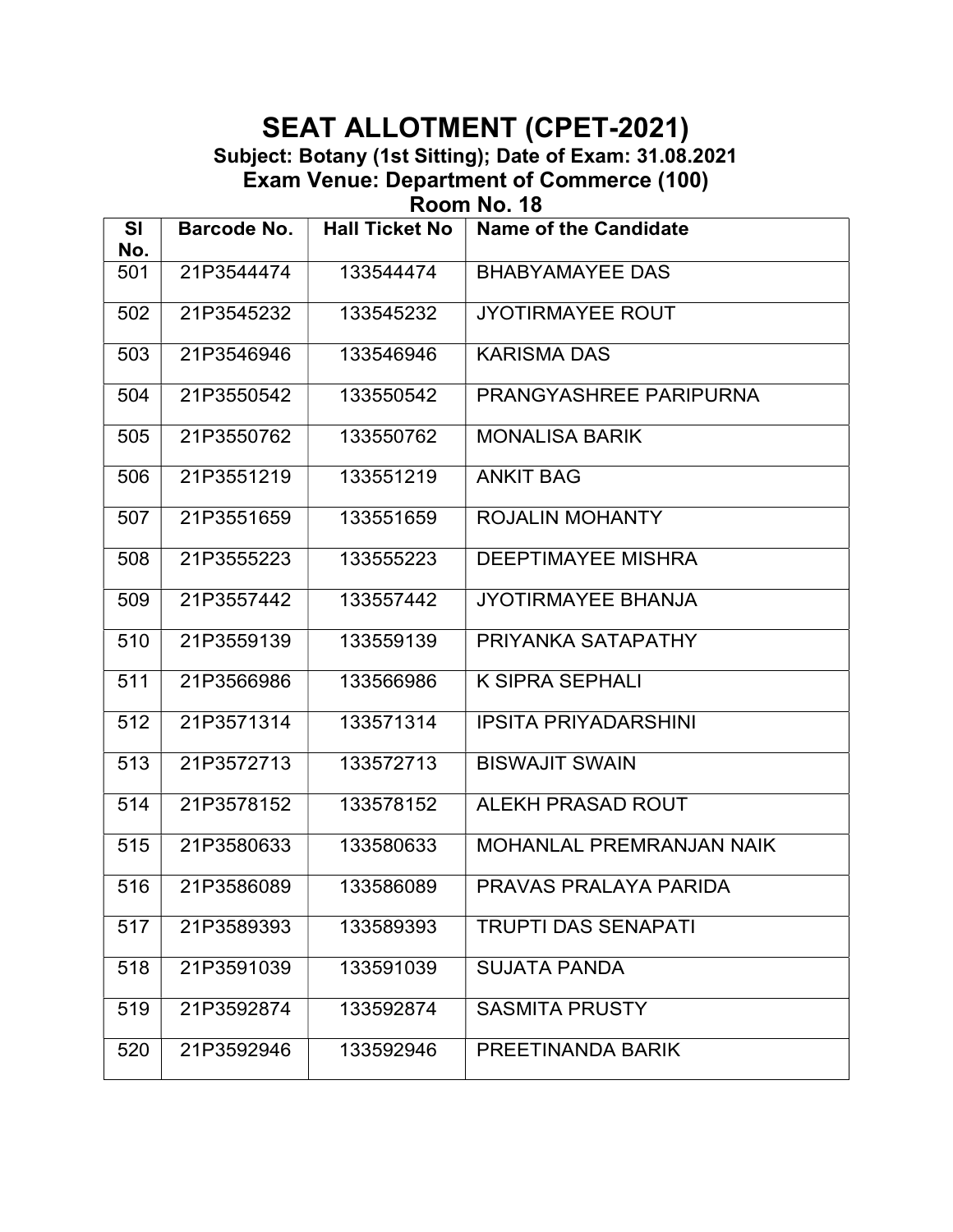# SEAT ALLOTMENT (CPET-2021)

### Subject: Botany (1st Sitting); Date of Exam: 31.08.2021
### Exam Venue: Department of Commerce (100)
### Room No. 18

| Sl No. | Barcode No. | Hall Ticket No | Name of the Candidate |
|---|---|---|---|
| 501 | 21P3544474 | 133544474 | BHABYAMAYEE DAS |
| 502 | 21P3545232 | 133545232 | JYOTIRMAYEE ROUT |
| 503 | 21P3546946 | 133546946 | KARISMA DAS |
| 504 | 21P3550542 | 133550542 | PRANGYASHREE PARIPURNA |
| 505 | 21P3550762 | 133550762 | MONALISA BARIK |
| 506 | 21P3551219 | 133551219 | ANKIT BAG |
| 507 | 21P3551659 | 133551659 | ROJALIN MOHANTY |
| 508 | 21P3555223 | 133555223 | DEEPTIMAYEE MISHRA |
| 509 | 21P3557442 | 133557442 | JYOTIRMAYEE BHANJA |
| 510 | 21P3559139 | 133559139 | PRIYANKA SATAPATHY |
| 511 | 21P3566986 | 133566986 | K SIPRA SEPHALI |
| 512 | 21P3571314 | 133571314 | IPSITA PRIYADARSHINI |
| 513 | 21P3572713 | 133572713 | BISWAJIT SWAIN |
| 514 | 21P3578152 | 133578152 | ALEKH PRASAD ROUT |
| 515 | 21P3580633 | 133580633 | MOHANLAL PREMRANJAN NAIK |
| 516 | 21P3586089 | 133586089 | PRAVAS PRALAYA PARIDA |
| 517 | 21P3589393 | 133589393 | TRUPTI DAS SENAPATI |
| 518 | 21P3591039 | 133591039 | SUJATA PANDA |
| 519 | 21P3592874 | 133592874 | SASMITA PRUSTY |
| 520 | 21P3592946 | 133592946 | PREETINANDA BARIK |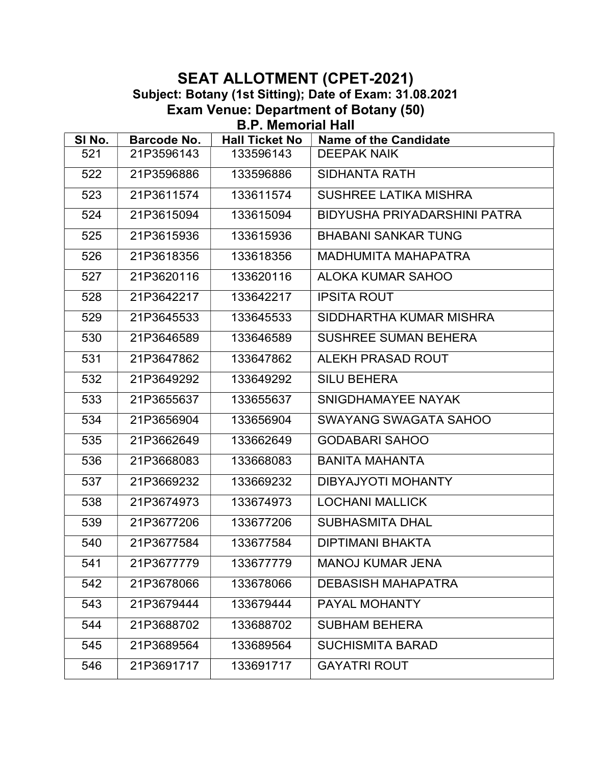# SEAT ALLOTMENT (CPET-2021)

### Subject: Botany (1st Sitting); Date of Exam: 31.08.2021

### Exam Venue: Department of Botany (50)

### B.P. Memorial Hall

| Sl No. | Barcode No. | Hall Ticket No | Name of the Candidate |
|---|---|---|---|
| 521 | 21P3596143 | 133596143 | DEEPAK NAIK |
| 522 | 21P3596886 | 133596886 | SIDHANTA RATH |
| 523 | 21P3611574 | 133611574 | SUSHREE LATIKA MISHRA |
| 524 | 21P3615094 | 133615094 | BIDYUSHA PRIYADARSHINI PATRA |
| 525 | 21P3615936 | 133615936 | BHABANI SANKAR TUNG |
| 526 | 21P3618356 | 133618356 | MADHUMITA MAHAPATRA |
| 527 | 21P3620116 | 133620116 | ALOKA KUMAR SAHOO |
| 528 | 21P3642217 | 133642217 | IPSITA ROUT |
| 529 | 21P3645533 | 133645533 | SIDDHARTHA KUMAR MISHRA |
| 530 | 21P3646589 | 133646589 | SUSHREE SUMAN BEHERA |
| 531 | 21P3647862 | 133647862 | ALEKH PRASAD ROUT |
| 532 | 21P3649292 | 133649292 | SILU BEHERA |
| 533 | 21P3655637 | 133655637 | SNIGDHAMAYEE NAYAK |
| 534 | 21P3656904 | 133656904 | SWAYANG SWAGATA SAHOO |
| 535 | 21P3662649 | 133662649 | GODABARI SAHOO |
| 536 | 21P3668083 | 133668083 | BANITA MAHANTA |
| 537 | 21P3669232 | 133669232 | DIBYAJYOTI MOHANTY |
| 538 | 21P3674973 | 133674973 | LOCHANI MALLICK |
| 539 | 21P3677206 | 133677206 | SUBHASMITA DHAL |
| 540 | 21P3677584 | 133677584 | DIPTIMANI BHAKTA |
| 541 | 21P3677779 | 133677779 | MANOJ KUMAR JENA |
| 542 | 21P3678066 | 133678066 | DEBASISH MAHAPATRA |
| 543 | 21P3679444 | 133679444 | PAYAL MOHANTY |
| 544 | 21P3688702 | 133688702 | SUBHAM BEHERA |
| 545 | 21P3689564 | 133689564 | SUCHISMITA BARAD |
| 546 | 21P3691717 | 133691717 | GAYATRI ROUT |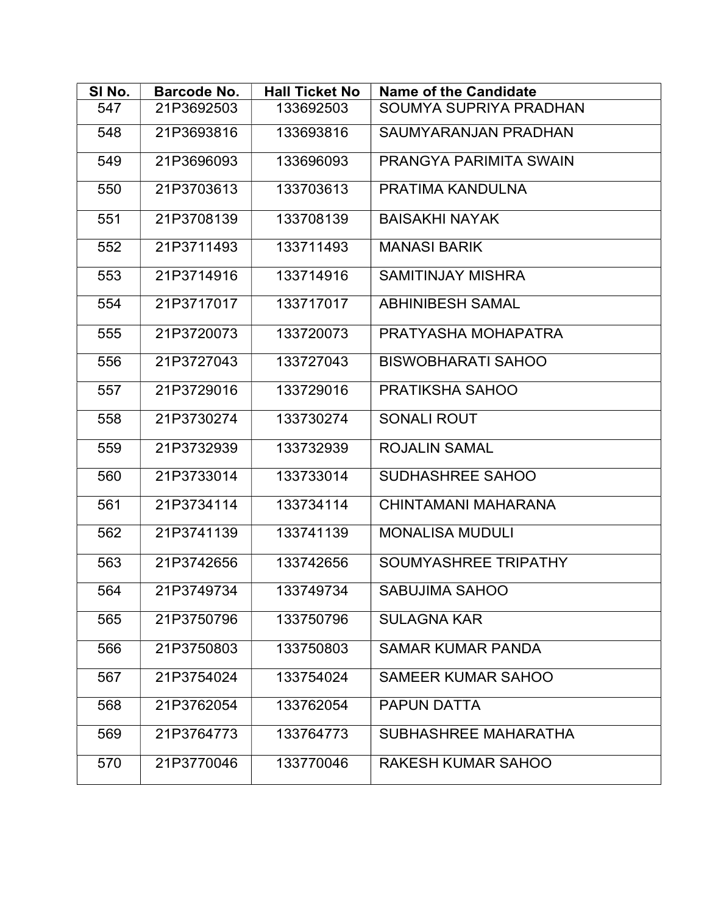| Sl No. | Barcode No. | Hall Ticket No | Name of the Candidate |
|---|---|---|---|
| 547 | 21P3692503 | 133692503 | SOUMYA SUPRIYA PRADHAN |
| 548 | 21P3693816 | 133693816 | SAUMYARANJAN PRADHAN |
| 549 | 21P3696093 | 133696093 | PRANGYA PARIMITA SWAIN |
| 550 | 21P3703613 | 133703613 | PRATIMA KANDULNA |
| 551 | 21P3708139 | 133708139 | BAISAKHI NAYAK |
| 552 | 21P3711493 | 133711493 | MANASI BARIK |
| 553 | 21P3714916 | 133714916 | SAMITINJAY MISHRA |
| 554 | 21P3717017 | 133717017 | ABHINIBESH SAMAL |
| 555 | 21P3720073 | 133720073 | PRATYASHA MOHAPATRA |
| 556 | 21P3727043 | 133727043 | BISWOBHARATI SAHOO |
| 557 | 21P3729016 | 133729016 | PRATIKSHA SAHOO |
| 558 | 21P3730274 | 133730274 | SONALI ROUT |
| 559 | 21P3732939 | 133732939 | ROJALIN SAMAL |
| 560 | 21P3733014 | 133733014 | SUDHASHREE SAHOO |
| 561 | 21P3734114 | 133734114 | CHINTAMANI MAHARANA |
| 562 | 21P3741139 | 133741139 | MONALISA MUDULI |
| 563 | 21P3742656 | 133742656 | SOUMYASHREE TRIPATHY |
| 564 | 21P3749734 | 133749734 | SABUJIMA SAHOO |
| 565 | 21P3750796 | 133750796 | SULAGNA KAR |
| 566 | 21P3750803 | 133750803 | SAMAR KUMAR PANDA |
| 567 | 21P3754024 | 133754024 | SAMEER KUMAR SAHOO |
| 568 | 21P3762054 | 133762054 | PAPUN DATTA |
| 569 | 21P3764773 | 133764773 | SUBHASHREE MAHARATHA |
| 570 | 21P3770046 | 133770046 | RAKESH KUMAR SAHOO |